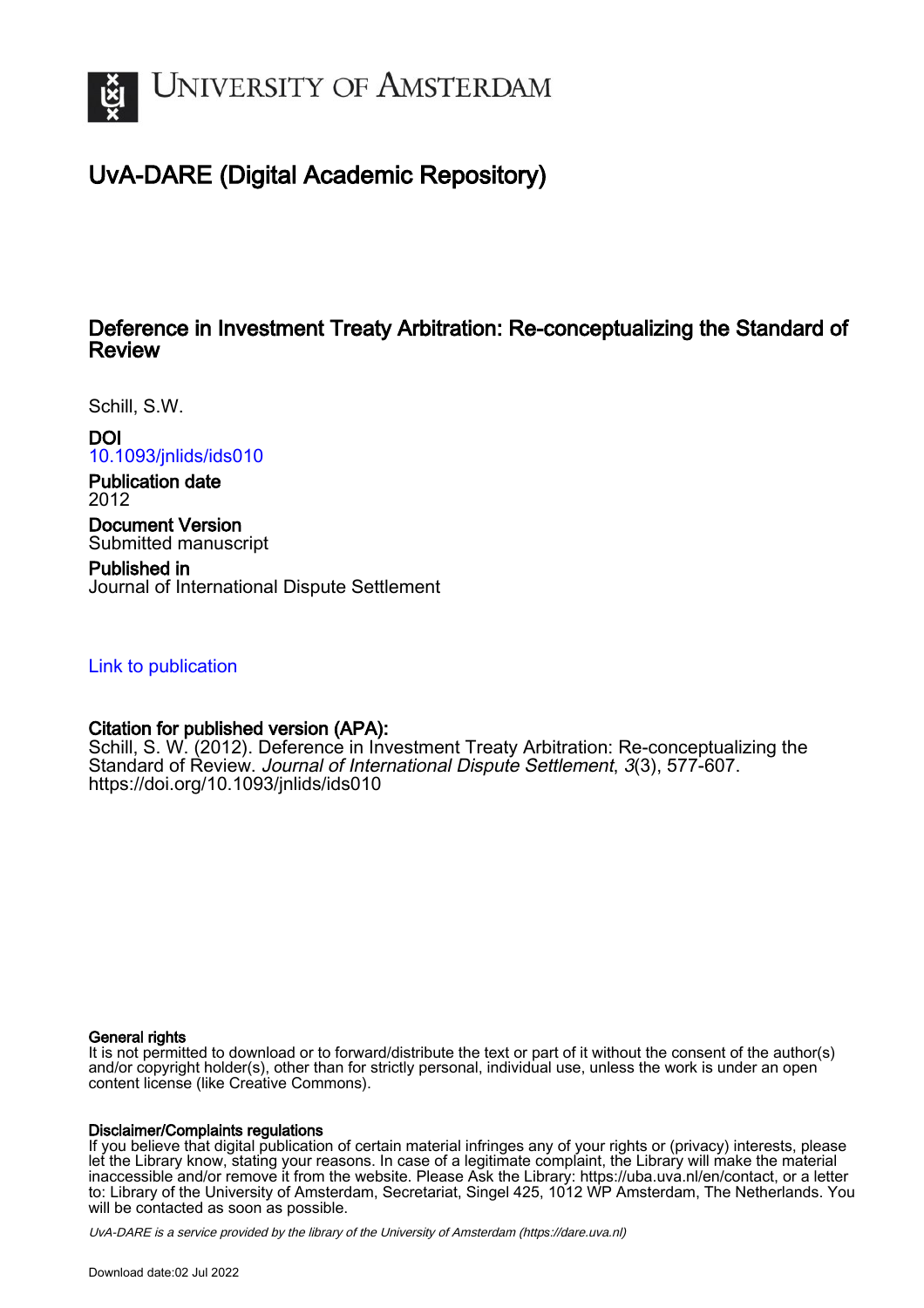# UvA-DARE (Digital Academic Repository)

## Deference in Investment Treaty Arbitration: Re-conceptualizing the Standard of Review

Schill, S.W.

**DOI**
10.1093/jnlids/ids010

**Publication date**
2012

**Document Version**
Submitted manuscript

**Published in**
Journal of International Dispute Settlement

Link to publication

**Citation for published version (APA):**
Schill, S. W. (2012). Deference in Investment Treaty Arbitration: Re-conceptualizing the Standard of Review. *Journal of International Dispute Settlement*, *3*(3), 577-607. https://doi.org/10.1093/jnlids/ids010

**General rights**
It is not permitted to download or to forward/distribute the text or part of it without the consent of the author(s) and/or copyright holder(s), other than for strictly personal, individual use, unless the work is under an open content license (like Creative Commons).

**Disclaimer/Complaints regulations**
If you believe that digital publication of certain material infringes any of your rights or (privacy) interests, please let the Library know, stating your reasons. In case of a legitimate complaint, the Library will make the material inaccessible and/or remove it from the website. Please Ask the Library: https://uba.uva.nl/en/contact, or a letter to: Library of the University of Amsterdam, Secretariat, Singel 425, 1012 WP Amsterdam, The Netherlands. You will be contacted as soon as possible.

*UvA-DARE is a service provided by the library of the University of Amsterdam (https://dare.uva.nl)*

Download date:02 Jul 2022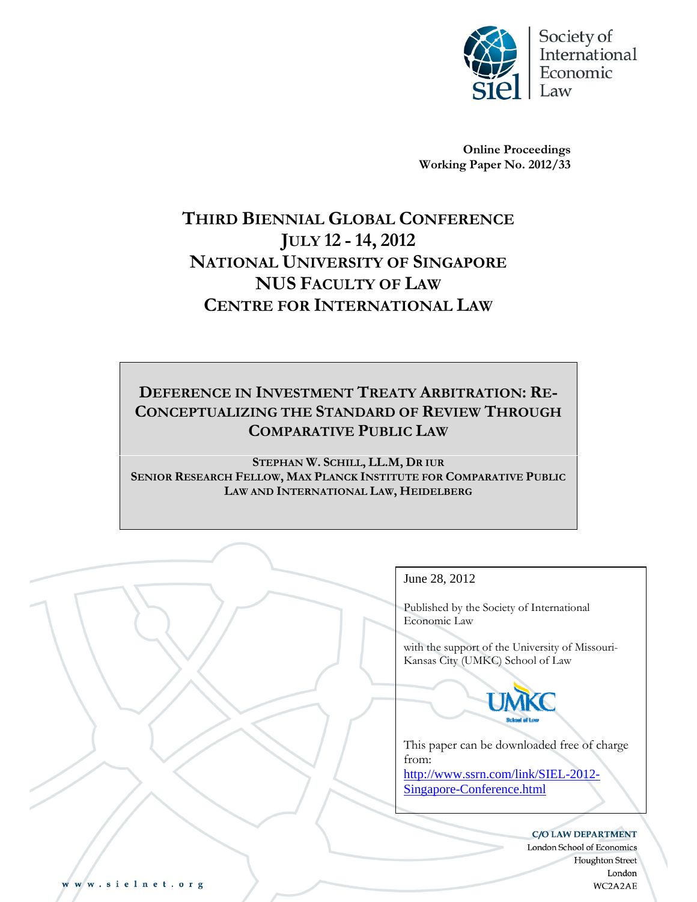Society of International Economic Law

**Online Proceedings**
**Working Paper No. 2012/33**

# THIRD BIENNIAL GLOBAL CONFERENCE
# JULY 12 - 14, 2012
# NATIONAL UNIVERSITY OF SINGAPORE
# NUS FACULTY OF LAW
# CENTRE FOR INTERNATIONAL LAW

## DEFERENCE IN INVESTMENT TREATY ARBITRATION: RE-CONCEPTUALIZING THE STANDARD OF REVIEW THROUGH COMPARATIVE PUBLIC LAW

**STEPHAN W. SCHILL, LL.M, DR IUR**
**SENIOR RESEARCH FELLOW, MAX PLANCK INSTITUTE FOR COMPARATIVE PUBLIC LAW AND INTERNATIONAL LAW, HEIDELBERG**

June 28, 2012

Published by the Society of International Economic Law

with the support of the University of Missouri-Kansas City (UMKC) School of Law

This paper can be downloaded free of charge from:
http://www.ssrn.com/link/SIEL-2012-Singapore-Conference.html

**C/O LAW DEPARTMENT**
London School of Economics
Houghton Street
London
WC2A2AE

www.sielnet.org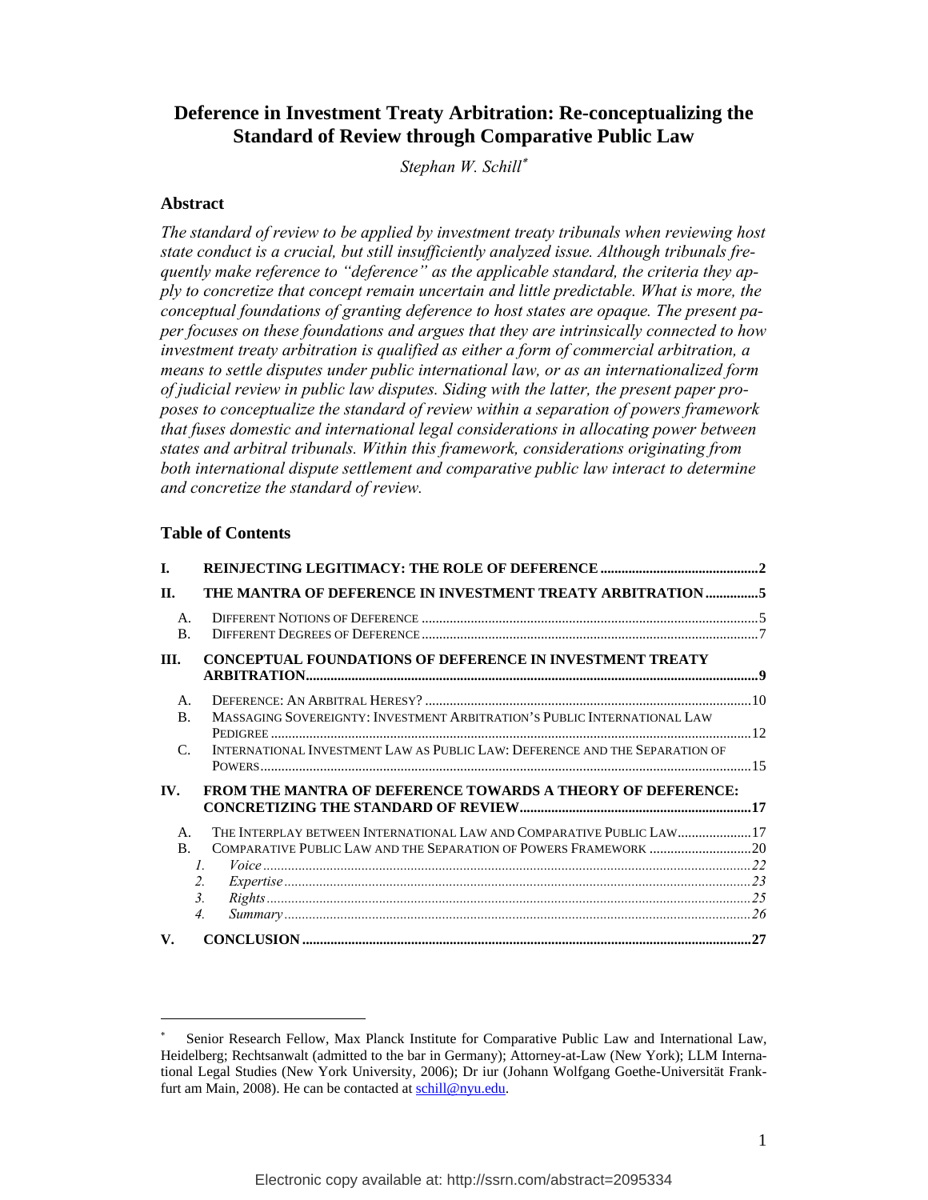# Deference in Investment Treaty Arbitration: Re-conceptualizing the Standard of Review through Comparative Public Law

*Stephan W. Schill*[*]

## Abstract

*The standard of review to be applied by investment treaty tribunals when reviewing host state conduct is a crucial, but still insufficiently analyzed issue. Although tribunals frequently make reference to "deference" as the applicable standard, the criteria they apply to concretize that concept remain uncertain and little predictable. What is more, the conceptual foundations of granting deference to host states are opaque. The present paper focuses on these foundations and argues that they are intrinsically connected to how investment treaty arbitration is qualified as either a form of commercial arbitration, a means to settle disputes under public international law, or as an internationalized form of judicial review in public law disputes. Siding with the latter, the present paper proposes to conceptualize the standard of review within a separation of powers framework that fuses domestic and international legal considerations in allocating power between states and arbitral tribunals. Within this framework, considerations originating from both international dispute settlement and comparative public law interact to determine and concretize the standard of review.*

## Table of Contents

**I. REINJECTING LEGITIMACY: THE ROLE OF DEFERENCE** ... 2

**II. THE MANTRA OF DEFERENCE IN INVESTMENT TREATY ARBITRATION** ... 5

- A. Different Notions of Deference ... 5
- B. Different Degrees of Deference ... 7

**III. CONCEPTUAL FOUNDATIONS OF DEFERENCE IN INVESTMENT TREATY ARBITRATION** ... 9

- A. Deference: An Arbitral Heresy? ... 10
- B. Massaging Sovereignty: Investment Arbitration's Public International Law Pedigree ... 12
- C. International Investment Law as Public Law: Deference and the Separation of Powers ... 15

**IV. FROM THE MANTRA OF DEFERENCE TOWARDS A THEORY OF DEFERENCE: CONCRETIZING THE STANDARD OF REVIEW** ... 17

- A. The Interplay between International Law and Comparative Public Law ... 17
- B. Comparative Public Law and the Separation of Powers Framework ... 20
  1. *Voice* ... 22
  2. *Expertise* ... 23
  3. *Rights* ... 25
  4. *Summary* ... 26

**V. CONCLUSION** ... 27

---

[*] Senior Research Fellow, Max Planck Institute for Comparative Public Law and International Law, Heidelberg; Rechtsanwalt (admitted to the bar in Germany); Attorney-at-Law (New York); LLM International Legal Studies (New York University, 2006); Dr iur (Johann Wolfgang Goethe-Universität Frankfurt am Main, 2008). He can be contacted at schill@nyu.edu.

Electronic copy available at: http://ssrn.com/abstract=2095334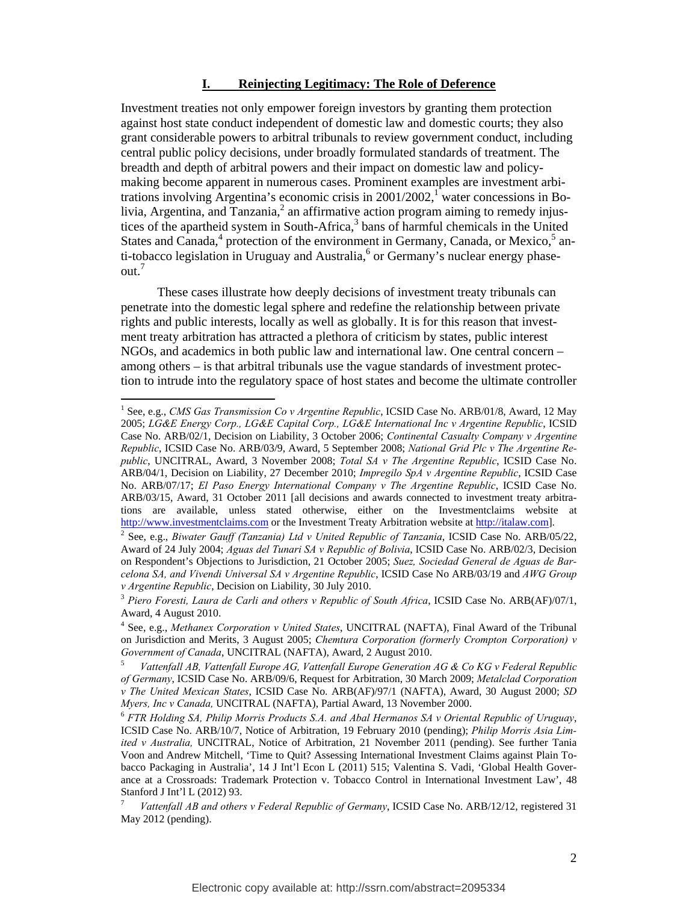## I. Reinjecting Legitimacy: The Role of Deference

Investment treaties not only empower foreign investors by granting them protection against host state conduct independent of domestic law and domestic courts; they also grant considerable powers to arbitral tribunals to review government conduct, including central public policy decisions, under broadly formulated standards of treatment. The breadth and depth of arbitral powers and their impact on domestic law and policy-making become apparent in numerous cases. Prominent examples are investment arbitrations involving Argentina's economic crisis in 2001/2002,[1] water concessions in Bolivia, Argentina, and Tanzania,[2] an affirmative action program aiming to remedy injustices of the apartheid system in South-Africa,[3] bans of harmful chemicals in the United States and Canada,[4] protection of the environment in Germany, Canada, or Mexico,[5] anti-tobacco legislation in Uruguay and Australia,[6] or Germany's nuclear energy phase-out.[7]

These cases illustrate how deeply decisions of investment treaty tribunals can penetrate into the domestic legal sphere and redefine the relationship between private rights and public interests, locally as well as globally. It is for this reason that investment treaty arbitration has attracted a plethora of criticism by states, public interest NGOs, and academics in both public law and international law. One central concern – among others – is that arbitral tribunals use the vague standards of investment protection to intrude into the regulatory space of host states and become the ultimate controller

---

[1] See, e.g., *CMS Gas Transmission Co v Argentine Republic*, ICSID Case No. ARB/01/8, Award, 12 May 2005; *LG&E Energy Corp., LG&E Capital Corp., LG&E International Inc v Argentine Republic*, ICSID Case No. ARB/02/1, Decision on Liability, 3 October 2006; *Continental Casualty Company v Argentine Republic*, ICSID Case No. ARB/03/9, Award, 5 September 2008; *National Grid Plc v The Argentine Republic*, UNCITRAL, Award, 3 November 2008; *Total SA v The Argentine Republic*, ICSID Case No. ARB/04/1, Decision on Liability, 27 December 2010; *Impregilo SpA v Argentine Republic*, ICSID Case No. ARB/07/17; *El Paso Energy International Company v The Argentine Republic*, ICSID Case No. ARB/03/15, Award, 31 October 2011 [all decisions and awards connected to investment treaty arbitrations are available, unless stated otherwise, either on the Investmentclaims website at http://www.investmentclaims.com or the Investment Treaty Arbitration website at http://italaw.com].

[2] See, e.g., *Biwater Gauff (Tanzania) Ltd v United Republic of Tanzania*, ICSID Case No. ARB/05/22, Award of 24 July 2004; *Aguas del Tunari SA v Republic of Bolivia*, ICSID Case No. ARB/02/3, Decision on Respondent's Objections to Jurisdiction, 21 October 2005; *Suez, Sociedad General de Aguas de Barcelona SA, and Vivendi Universal SA v Argentine Republic*, ICSID Case No ARB/03/19 and *AWG Group v Argentine Republic*, Decision on Liability, 30 July 2010.

[3] *Piero Foresti, Laura de Carli and others v Republic of South Africa*, ICSID Case No. ARB(AF)/07/1, Award, 4 August 2010.

[4] See, e.g., *Methanex Corporation v United States*, UNCITRAL (NAFTA), Final Award of the Tribunal on Jurisdiction and Merits, 3 August 2005; *Chemtura Corporation (formerly Crompton Corporation) v Government of Canada*, UNCITRAL (NAFTA), Award, 2 August 2010.

[5] *Vattenfall AB, Vattenfall Europe AG, Vattenfall Europe Generation AG & Co KG v Federal Republic of Germany*, ICSID Case No. ARB/09/6, Request for Arbitration, 30 March 2009; *Metalclad Corporation v The United Mexican States*, ICSID Case No. ARB(AF)/97/1 (NAFTA), Award, 30 August 2000; *SD Myers, Inc v Canada,* UNCITRAL (NAFTA), Partial Award, 13 November 2000.

[6] *FTR Holding SA, Philip Morris Products S.A. and Abal Hermanos SA v Oriental Republic of Uruguay*, ICSID Case No. ARB/10/7, Notice of Arbitration, 19 February 2010 (pending); *Philip Morris Asia Limited v Australia,* UNCITRAL, Notice of Arbitration, 21 November 2011 (pending). See further Tania Voon and Andrew Mitchell, 'Time to Quit? Assessing International Investment Claims against Plain Tobacco Packaging in Australia', 14 J Int'l Econ L (2011) 515; Valentina S. Vadi, 'Global Health Goverance at a Crossroads: Trademark Protection v. Tobacco Control in International Investment Law', 48 Stanford J Int'l L (2012) 93.

[7] *Vattenfall AB and others v Federal Republic of Germany*, ICSID Case No. ARB/12/12, registered 31 May 2012 (pending).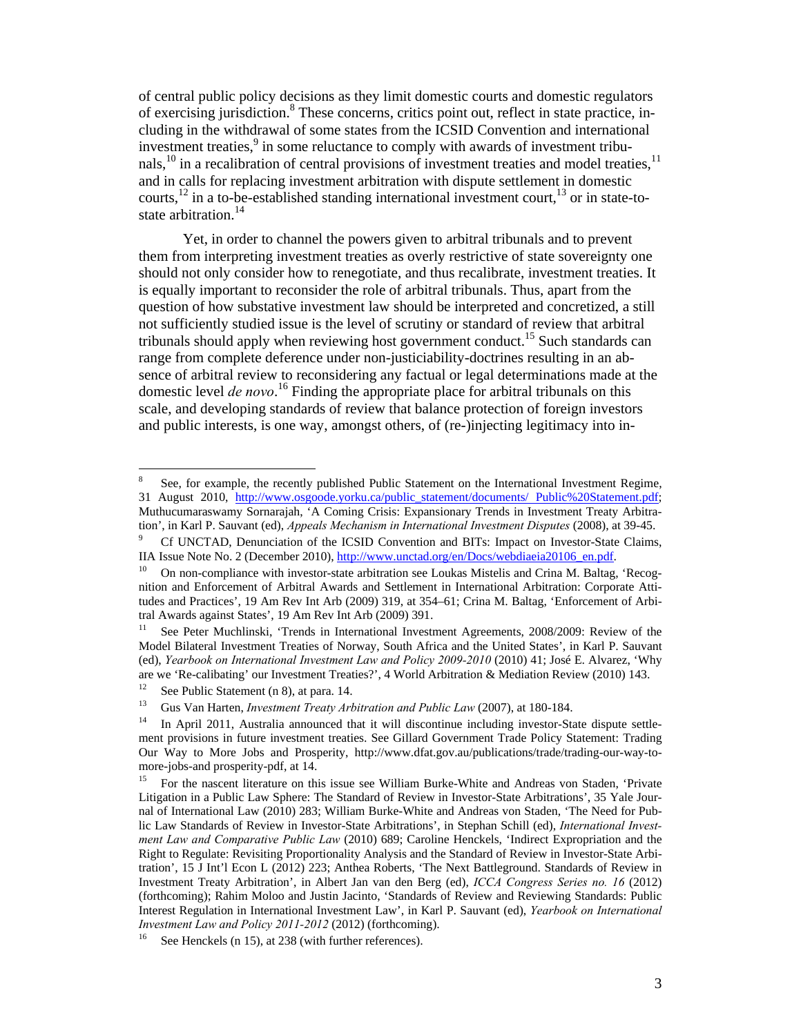of central public policy decisions as they limit domestic courts and domestic regulators of exercising jurisdiction.[8] These concerns, critics point out, reflect in state practice, including in the withdrawal of some states from the ICSID Convention and international investment treaties,[9] in some reluctance to comply with awards of investment tribunals,[10] in a recalibration of central provisions of investment treaties and model treaties,[11] and in calls for replacing investment arbitration with dispute settlement in domestic courts,[12] in a to-be-established standing international investment court,[13] or in state-to-state arbitration.[14]

Yet, in order to channel the powers given to arbitral tribunals and to prevent them from interpreting investment treaties as overly restrictive of state sovereignty one should not only consider how to renegotiate, and thus recalibrate, investment treaties. It is equally important to reconsider the role of arbitral tribunals. Thus, apart from the question of how substative investment law should be interpreted and concretized, a still not sufficiently studied issue is the level of scrutiny or standard of review that arbitral tribunals should apply when reviewing host government conduct.[15] Such standards can range from complete deference under non-justiciability-doctrines resulting in an absence of arbitral review to reconsidering any factual or legal determinations made at the domestic level *de novo*.[16] Finding the appropriate place for arbitral tribunals on this scale, and developing standards of review that balance protection of foreign investors and public interests, is one way, amongst others, of (re-)injecting legitimacy into in-

---

[8] See, for example, the recently published Public Statement on the International Investment Regime, 31 August 2010, http://www.osgoode.yorku.ca/public_statement/documents/ Public%20Statement.pdf; Muthucumaraswamy Sornarajah, 'A Coming Crisis: Expansionary Trends in Investment Treaty Arbitration', in Karl P. Sauvant (ed), *Appeals Mechanism in International Investment Disputes* (2008), at 39-45.

[9] Cf UNCTAD, Denunciation of the ICSID Convention and BITs: Impact on Investor-State Claims, IIA Issue Note No. 2 (December 2010), http://www.unctad.org/en/Docs/webdiaeia20106_en.pdf.

[10] On non-compliance with investor-state arbitration see Loukas Mistelis and Crina M. Baltag, 'Recognition and Enforcement of Arbitral Awards and Settlement in International Arbitration: Corporate Attitudes and Practices', 19 Am Rev Int Arb (2009) 319, at 354–61; Crina M. Baltag, 'Enforcement of Arbitral Awards against States', 19 Am Rev Int Arb (2009) 391.

[11] See Peter Muchlinski, 'Trends in International Investment Agreements, 2008/2009: Review of the Model Bilateral Investment Treaties of Norway, South Africa and the United States', in Karl P. Sauvant (ed), *Yearbook on International Investment Law and Policy 2009-2010* (2010) 41; José E. Alvarez, 'Why are we 'Re-calibating' our Investment Treaties?', 4 World Arbitration & Mediation Review (2010) 143.

[12] See Public Statement (n 8), at para. 14.

[13] Gus Van Harten, *Investment Treaty Arbitration and Public Law* (2007), at 180-184.

[14] In April 2011, Australia announced that it will discontinue including investor-State dispute settlement provisions in future investment treaties. See Gillard Government Trade Policy Statement: Trading Our Way to More Jobs and Prosperity, http://www.dfat.gov.au/publications/trade/trading-our-way-to-more-jobs-and prosperity-pdf, at 14.

[15] For the nascent literature on this issue see William Burke-White and Andreas von Staden, 'Private Litigation in a Public Law Sphere: The Standard of Review in Investor-State Arbitrations', 35 Yale Journal of International Law (2010) 283; William Burke-White and Andreas von Staden, 'The Need for Public Law Standards of Review in Investor-State Arbitrations', in Stephan Schill (ed), *International Investment Law and Comparative Public Law* (2010) 689; Caroline Henckels, 'Indirect Expropriation and the Right to Regulate: Revisiting Proportionality Analysis and the Standard of Review in Investor-State Arbitration', 15 J Int'l Econ L (2012) 223; Anthea Roberts, 'The Next Battleground. Standards of Review in Investment Treaty Arbitration', in Albert Jan van den Berg (ed), *ICCA Congress Series no. 16* (2012) (forthcoming); Rahim Moloo and Justin Jacinto, 'Standards of Review and Reviewing Standards: Public Interest Regulation in International Investment Law', in Karl P. Sauvant (ed), *Yearbook on International Investment Law and Policy 2011-2012* (2012) (forthcoming).

[16] See Henckels (n 15), at 238 (with further references).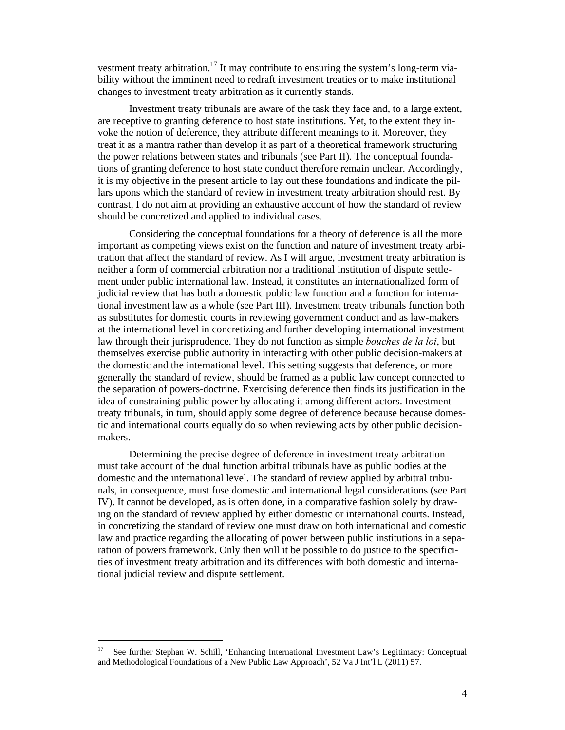vestment treaty arbitration.[17] It may contribute to ensuring the system's long-term viability without the imminent need to redraft investment treaties or to make institutional changes to investment treaty arbitration as it currently stands.

Investment treaty tribunals are aware of the task they face and, to a large extent, are receptive to granting deference to host state institutions. Yet, to the extent they invoke the notion of deference, they attribute different meanings to it. Moreover, they treat it as a mantra rather than develop it as part of a theoretical framework structuring the power relations between states and tribunals (see Part II). The conceptual foundations of granting deference to host state conduct therefore remain unclear. Accordingly, it is my objective in the present article to lay out these foundations and indicate the pillars upons which the standard of review in investment treaty arbitration should rest. By contrast, I do not aim at providing an exhaustive account of how the standard of review should be concretized and applied to individual cases.

Considering the conceptual foundations for a theory of deference is all the more important as competing views exist on the function and nature of investment treaty arbitration that affect the standard of review. As I will argue, investment treaty arbitration is neither a form of commercial arbitration nor a traditional institution of dispute settlement under public international law. Instead, it constitutes an internationalized form of judicial review that has both a domestic public law function and a function for international investment law as a whole (see Part III). Investment treaty tribunals function both as substitutes for domestic courts in reviewing government conduct and as law-makers at the international level in concretizing and further developing international investment law through their jurisprudence. They do not function as simple *bouches de la loi*, but themselves exercise public authority in interacting with other public decision-makers at the domestic and the international level. This setting suggests that deference, or more generally the standard of review, should be framed as a public law concept connected to the separation of powers-doctrine. Exercising deference then finds its justification in the idea of constraining public power by allocating it among different actors. Investment treaty tribunals, in turn, should apply some degree of deference because because domestic and international courts equally do so when reviewing acts by other public decision-makers.

Determining the precise degree of deference in investment treaty arbitration must take account of the dual function arbitral tribunals have as public bodies at the domestic and the international level. The standard of review applied by arbitral tribunals, in consequence, must fuse domestic and international legal considerations (see Part IV). It cannot be developed, as is often done, in a comparative fashion solely by drawing on the standard of review applied by either domestic or international courts. Instead, in concretizing the standard of review one must draw on both international and domestic law and practice regarding the allocating of power between public institutions in a separation of powers framework. Only then will it be possible to do justice to the specificities of investment treaty arbitration and its differences with both domestic and international judicial review and dispute settlement.

---

[17] See further Stephan W. Schill, 'Enhancing International Investment Law's Legitimacy: Conceptual and Methodological Foundations of a New Public Law Approach', 52 Va J Int'l L (2011) 57.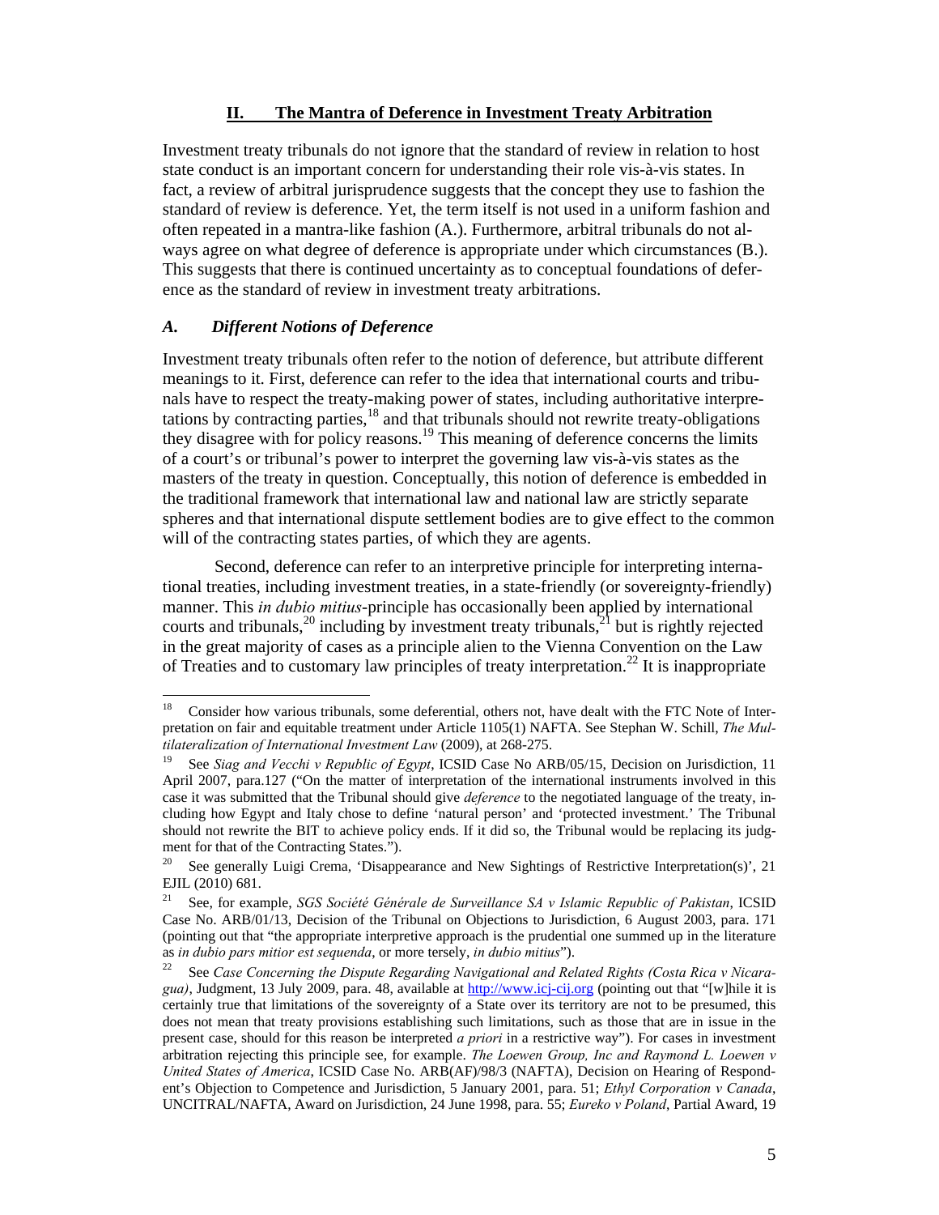## II. The Mantra of Deference in Investment Treaty Arbitration

Investment treaty tribunals do not ignore that the standard of review in relation to host state conduct is an important concern for understanding their role vis-à-vis states. In fact, a review of arbitral jurisprudence suggests that the concept they use to fashion the standard of review is deference. Yet, the term itself is not used in a uniform fashion and often repeated in a mantra-like fashion (A.). Furthermore, arbitral tribunals do not always agree on what degree of deference is appropriate under which circumstances (B.). This suggests that there is continued uncertainty as to conceptual foundations of deference as the standard of review in investment treaty arbitrations.

### *A. Different Notions of Deference*

Investment treaty tribunals often refer to the notion of deference, but attribute different meanings to it. First, deference can refer to the idea that international courts and tribunals have to respect the treaty-making power of states, including authoritative interpretations by contracting parties,[18] and that tribunals should not rewrite treaty-obligations they disagree with for policy reasons.[19] This meaning of deference concerns the limits of a court's or tribunal's power to interpret the governing law vis-à-vis states as the masters of the treaty in question. Conceptually, this notion of deference is embedded in the traditional framework that international law and national law are strictly separate spheres and that international dispute settlement bodies are to give effect to the common will of the contracting states parties, of which they are agents.

Second, deference can refer to an interpretive principle for interpreting international treaties, including investment treaties, in a state-friendly (or sovereignty-friendly) manner. This *in dubio mitius*-principle has occasionally been applied by international courts and tribunals,[20] including by investment treaty tribunals,[21] but is rightly rejected in the great majority of cases as a principle alien to the Vienna Convention on the Law of Treaties and to customary law principles of treaty interpretation.[22] It is inappropriate

---

[18] Consider how various tribunals, some deferential, others not, have dealt with the FTC Note of Interpretation on fair and equitable treatment under Article 1105(1) NAFTA. See Stephan W. Schill, *The Multilateralization of International Investment Law* (2009), at 268-275.

[19] See *Siag and Vecchi v Republic of Egypt*, ICSID Case No ARB/05/15, Decision on Jurisdiction, 11 April 2007, para.127 ("On the matter of interpretation of the international instruments involved in this case it was submitted that the Tribunal should give *deference* to the negotiated language of the treaty, including how Egypt and Italy chose to define 'natural person' and 'protected investment.' The Tribunal should not rewrite the BIT to achieve policy ends. If it did so, the Tribunal would be replacing its judgment for that of the Contracting States.").

[20] See generally Luigi Crema, 'Disappearance and New Sightings of Restrictive Interpretation(s)', 21 EJIL (2010) 681.

[21] See, for example, *SGS Société Générale de Surveillance SA v Islamic Republic of Pakistan*, ICSID Case No. ARB/01/13, Decision of the Tribunal on Objections to Jurisdiction, 6 August 2003, para. 171 (pointing out that "the appropriate interpretive approach is the prudential one summed up in the literature as *in dubio pars mitior est sequenda*, or more tersely, *in dubio mitius*").

[22] See *Case Concerning the Dispute Regarding Navigational and Related Rights (Costa Rica v Nicaragua)*, Judgment, 13 July 2009, para. 48, available at http://www.icj-cij.org (pointing out that "[w]hile it is certainly true that limitations of the sovereignty of a State over its territory are not to be presumed, this does not mean that treaty provisions establishing such limitations, such as those that are in issue in the present case, should for this reason be interpreted *a priori* in a restrictive way"). For cases in investment arbitration rejecting this principle see, for example. *The Loewen Group, Inc and Raymond L. Loewen v United States of America*, ICSID Case No. ARB(AF)/98/3 (NAFTA), Decision on Hearing of Respondent's Objection to Competence and Jurisdiction, 5 January 2001, para. 51; *Ethyl Corporation v Canada*, UNCITRAL/NAFTA, Award on Jurisdiction, 24 June 1998, para. 55; *Eureko v Poland*, Partial Award, 19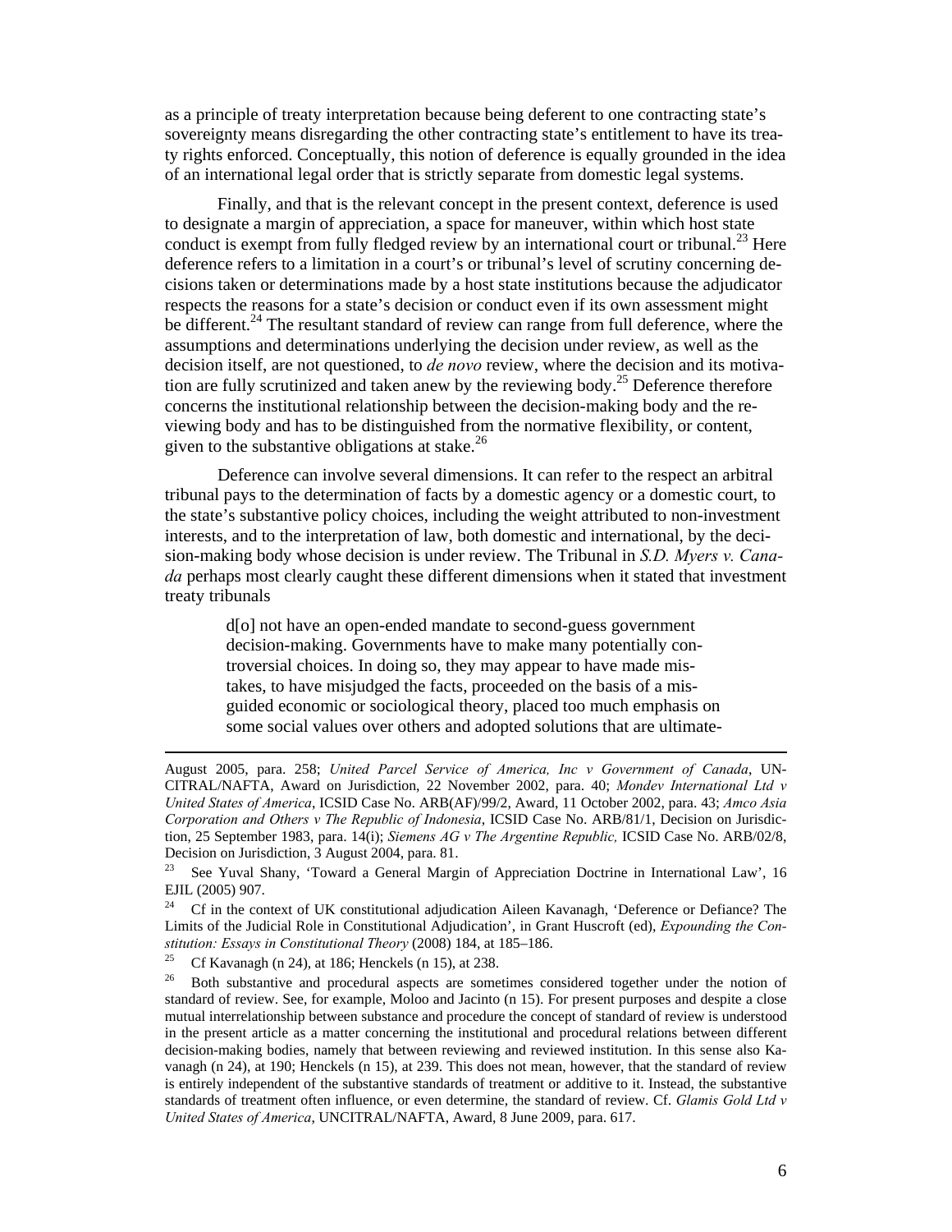as a principle of treaty interpretation because being deferent to one contracting state's sovereignty means disregarding the other contracting state's entitlement to have its treaty rights enforced. Conceptually, this notion of deference is equally grounded in the idea of an international legal order that is strictly separate from domestic legal systems.

Finally, and that is the relevant concept in the present context, deference is used to designate a margin of appreciation, a space for maneuver, within which host state conduct is exempt from fully fledged review by an international court or tribunal.[23] Here deference refers to a limitation in a court's or tribunal's level of scrutiny concerning decisions taken or determinations made by a host state institutions because the adjudicator respects the reasons for a state's decision or conduct even if its own assessment might be different.[24] The resultant standard of review can range from full deference, where the assumptions and determinations underlying the decision under review, as well as the decision itself, are not questioned, to *de novo* review, where the decision and its motivation are fully scrutinized and taken anew by the reviewing body.[25] Deference therefore concerns the institutional relationship between the decision-making body and the reviewing body and has to be distinguished from the normative flexibility, or content, given to the substantive obligations at stake.[26]

Deference can involve several dimensions. It can refer to the respect an arbitral tribunal pays to the determination of facts by a domestic agency or a domestic court, to the state's substantive policy choices, including the weight attributed to non-investment interests, and to the interpretation of law, both domestic and international, by the decision-making body whose decision is under review. The Tribunal in *S.D. Myers v. Canada* perhaps most clearly caught these different dimensions when it stated that investment treaty tribunals

> d[o] not have an open-ended mandate to second-guess government decision-making. Governments have to make many potentially controversial choices. In doing so, they may appear to have made mistakes, to have misjudged the facts, proceeded on the basis of a misguided economic or sociological theory, placed too much emphasis on some social values over others and adopted solutions that are ultimate-

---

August 2005, para. 258; *United Parcel Service of America, Inc v Government of Canada*, UNCITRAL/NAFTA, Award on Jurisdiction, 22 November 2002, para. 40; *Mondev International Ltd v United States of America*, ICSID Case No. ARB(AF)/99/2, Award, 11 October 2002, para. 43; *Amco Asia Corporation and Others v The Republic of Indonesia*, ICSID Case No. ARB/81/1, Decision on Jurisdiction, 25 September 1983, para. 14(i); *Siemens AG v The Argentine Republic,* ICSID Case No. ARB/02/8, Decision on Jurisdiction, 3 August 2004, para. 81.

[23] See Yuval Shany, 'Toward a General Margin of Appreciation Doctrine in International Law', 16 EJIL (2005) 907.

[24] Cf in the context of UK constitutional adjudication Aileen Kavanagh, 'Deference or Defiance? The Limits of the Judicial Role in Constitutional Adjudication', in Grant Huscroft (ed), *Expounding the Constitution: Essays in Constitutional Theory* (2008) 184, at 185–186.

[25] Cf Kavanagh (n 24), at 186; Henckels (n 15), at 238.

[26] Both substantive and procedural aspects are sometimes considered together under the notion of standard of review. See, for example, Moloo and Jacinto (n 15). For present purposes and despite a close mutual interrelationship between substance and procedure the concept of standard of review is understood in the present article as a matter concerning the institutional and procedural relations between different decision-making bodies, namely that between reviewing and reviewed institution. In this sense also Kavanagh (n 24), at 190; Henckels (n 15), at 239. This does not mean, however, that the standard of review is entirely independent of the substantive standards of treatment or additive to it. Instead, the substantive standards of treatment often influence, or even determine, the standard of review. Cf. *Glamis Gold Ltd v United States of America*, UNCITRAL/NAFTA, Award, 8 June 2009, para. 617.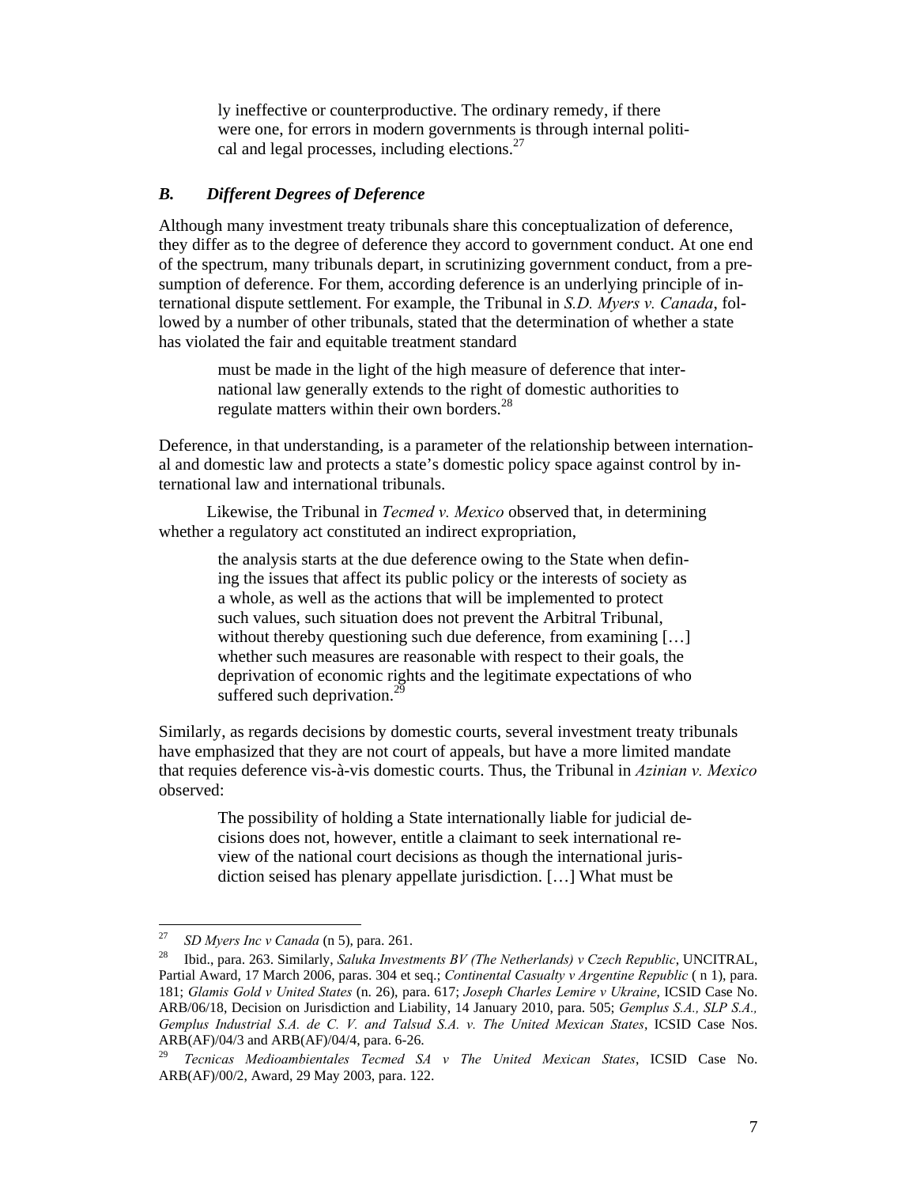ly ineffective or counterproductive. The ordinary remedy, if there were one, for errors in modern governments is through internal political and legal processes, including elections.[27]

### *B. Different Degrees of Deference*

Although many investment treaty tribunals share this conceptualization of deference, they differ as to the degree of deference they accord to government conduct. At one end of the spectrum, many tribunals depart, in scrutinizing government conduct, from a presumption of deference. For them, according deference is an underlying principle of international dispute settlement. For example, the Tribunal in *S.D. Myers v. Canada*, followed by a number of other tribunals, stated that the determination of whether a state has violated the fair and equitable treatment standard

> must be made in the light of the high measure of deference that international law generally extends to the right of domestic authorities to regulate matters within their own borders.[28]

Deference, in that understanding, is a parameter of the relationship between international and domestic law and protects a state's domestic policy space against control by international law and international tribunals.

Likewise, the Tribunal in *Tecmed v. Mexico* observed that, in determining whether a regulatory act constituted an indirect expropriation,

> the analysis starts at the due deference owing to the State when defining the issues that affect its public policy or the interests of society as a whole, as well as the actions that will be implemented to protect such values, such situation does not prevent the Arbitral Tribunal, without thereby questioning such due deference, from examining […] whether such measures are reasonable with respect to their goals, the deprivation of economic rights and the legitimate expectations of who suffered such deprivation.[29]

Similarly, as regards decisions by domestic courts, several investment treaty tribunals have emphasized that they are not court of appeals, but have a more limited mandate that requies deference vis-à-vis domestic courts. Thus, the Tribunal in *Azinian v. Mexico* observed:

> The possibility of holding a State internationally liable for judicial decisions does not, however, entitle a claimant to seek international review of the national court decisions as though the international jurisdiction seised has plenary appellate jurisdiction. […] What must be

---

[27] *SD Myers Inc v Canada* (n 5), para. 261.

[28] Ibid., para. 263. Similarly, *Saluka Investments BV (The Netherlands) v Czech Republic*, UNCITRAL, Partial Award, 17 March 2006, paras. 304 et seq.; *Continental Casualty v Argentine Republic* ( n 1), para. 181; *Glamis Gold v United States* (n. 26), para. 617; *Joseph Charles Lemire v Ukraine*, ICSID Case No. ARB/06/18, Decision on Jurisdiction and Liability, 14 January 2010, para. 505; *Gemplus S.A., SLP S.A., Gemplus Industrial S.A. de C. V. and Talsud S.A. v. The United Mexican States*, ICSID Case Nos. ARB(AF)/04/3 and ARB(AF)/04/4, para. 6-26.

[29] *Tecnicas Medioambientales Tecmed SA v The United Mexican States*, ICSID Case No. ARB(AF)/00/2, Award, 29 May 2003, para. 122.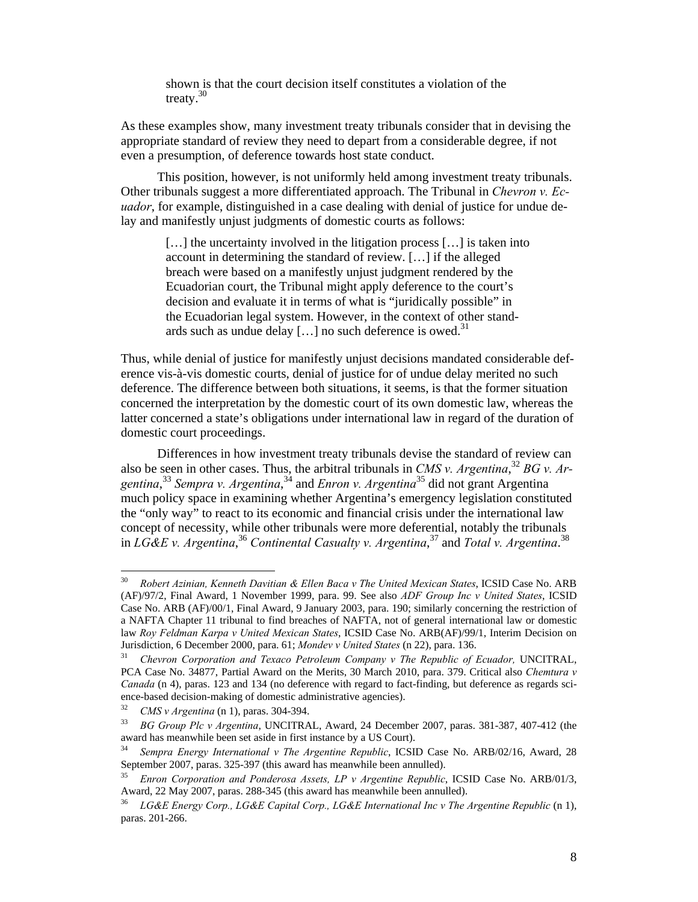> shown is that the court decision itself constitutes a violation of the treaty.[30]

As these examples show, many investment treaty tribunals consider that in devising the appropriate standard of review they need to depart from a considerable degree, if not even a presumption, of deference towards host state conduct.

This position, however, is not uniformly held among investment treaty tribunals. Other tribunals suggest a more differentiated approach. The Tribunal in *Chevron v. Ecuador*, for example, distinguished in a case dealing with denial of justice for undue delay and manifestly unjust judgments of domestic courts as follows:

> […] the uncertainty involved in the litigation process […] is taken into account in determining the standard of review. […] if the alleged breach were based on a manifestly unjust judgment rendered by the Ecuadorian court, the Tribunal might apply deference to the court's decision and evaluate it in terms of what is "juridically possible" in the Ecuadorian legal system. However, in the context of other standards such as undue delay […] no such deference is owed.[31]

Thus, while denial of justice for manifestly unjust decisions mandated considerable deference vis-à-vis domestic courts, denial of justice for of undue delay merited no such deference. The difference between both situations, it seems, is that the former situation concerned the interpretation by the domestic court of its own domestic law, whereas the latter concerned a state's obligations under international law in regard of the duration of domestic court proceedings.

Differences in how investment treaty tribunals devise the standard of review can also be seen in other cases. Thus, the arbitral tribunals in *CMS v. Argentina*,[32] *BG v. Argentina*,[33] *Sempra v. Argentina*,[34] and *Enron v. Argentina*[35] did not grant Argentina much policy space in examining whether Argentina's emergency legislation constituted the "only way" to react to its economic and financial crisis under the international law concept of necessity, while other tribunals were more deferential, notably the tribunals in *LG&E v. Argentina*,[36] *Continental Casualty v. Argentina*,[37] and *Total v. Argentina*.[38]

---

[30] *Robert Azinian, Kenneth Davitian & Ellen Baca v The United Mexican States*, ICSID Case No. ARB (AF)/97/2, Final Award, 1 November 1999, para. 99. See also *ADF Group Inc v United States*, ICSID Case No. ARB (AF)/00/1, Final Award, 9 January 2003, para. 190; similarly concerning the restriction of a NAFTA Chapter 11 tribunal to find breaches of NAFTA, not of general international law or domestic law *Roy Feldman Karpa v United Mexican States*, ICSID Case No. ARB(AF)/99/1, Interim Decision on Jurisdiction, 6 December 2000, para. 61; *Mondev v United States* (n 22), para. 136.

[31] *Chevron Corporation and Texaco Petroleum Company v The Republic of Ecuador,* UNCITRAL, PCA Case No. 34877, Partial Award on the Merits, 30 March 2010, para. 379. Critical also *Chemtura v Canada* (n 4), paras. 123 and 134 (no deference with regard to fact-finding, but deference as regards science-based decision-making of domestic administrative agencies).

[32] *CMS v Argentina* (n 1), paras. 304-394.

[33] *BG Group Plc v Argentina*, UNCITRAL, Award, 24 December 2007, paras. 381-387, 407-412 (the award has meanwhile been set aside in first instance by a US Court).

[34] *Sempra Energy International v The Argentine Republic*, ICSID Case No. ARB/02/16, Award, 28 September 2007, paras. 325-397 (this award has meanwhile been annulled).

[35] *Enron Corporation and Ponderosa Assets, LP v Argentine Republic*, ICSID Case No. ARB/01/3, Award, 22 May 2007, paras. 288-345 (this award has meanwhile been annulled).

[36] *LG&E Energy Corp., LG&E Capital Corp., LG&E International Inc v The Argentine Republic* (n 1), paras. 201-266.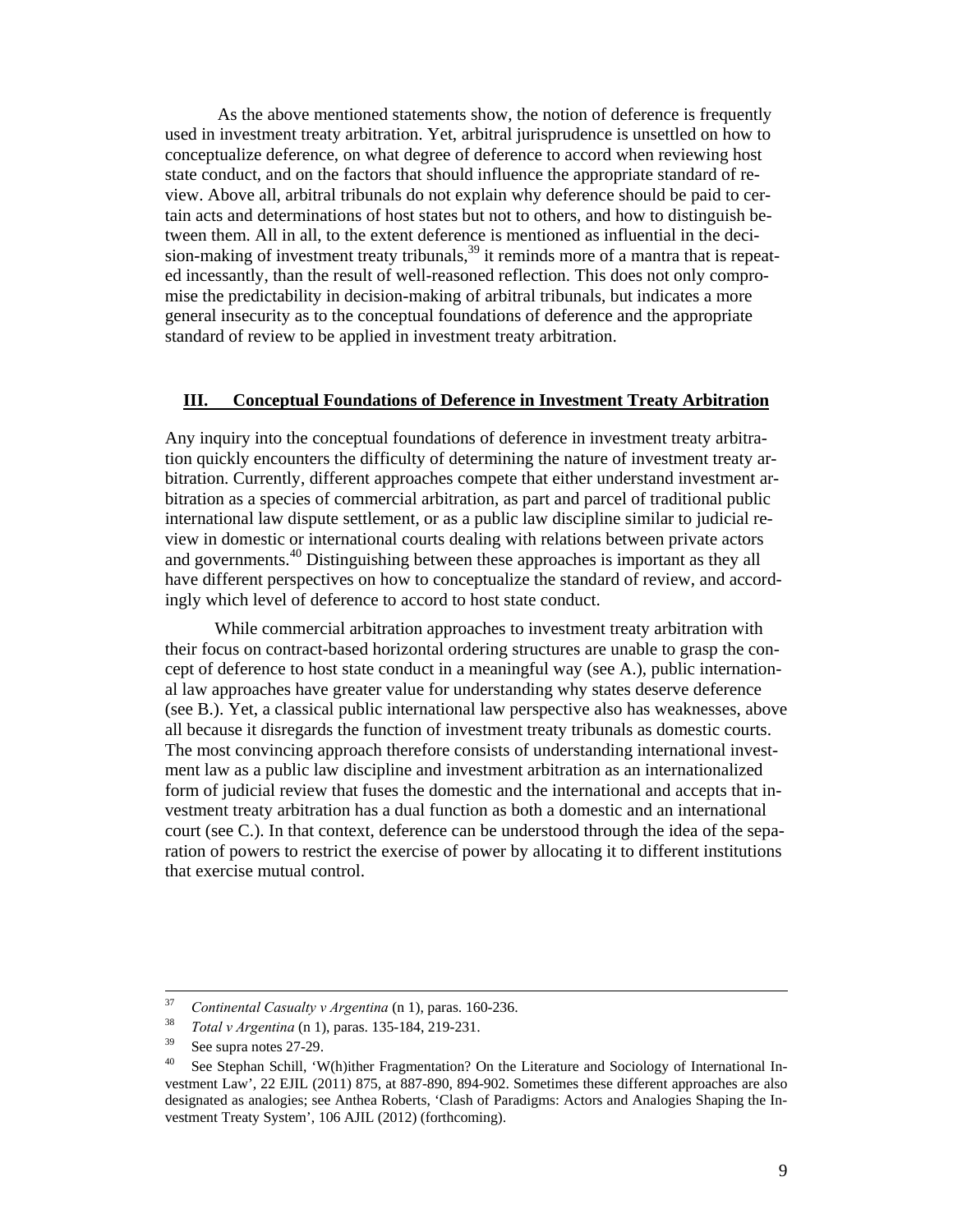As the above mentioned statements show, the notion of deference is frequently used in investment treaty arbitration. Yet, arbitral jurisprudence is unsettled on how to conceptualize deference, on what degree of deference to accord when reviewing host state conduct, and on the factors that should influence the appropriate standard of review. Above all, arbitral tribunals do not explain why deference should be paid to certain acts and determinations of host states but not to others, and how to distinguish between them. All in all, to the extent deference is mentioned as influential in the decision-making of investment treaty tribunals,[39] it reminds more of a mantra that is repeated incessantly, than the result of well-reasoned reflection. This does not only compromise the predictability in decision-making of arbitral tribunals, but indicates a more general insecurity as to the conceptual foundations of deference and the appropriate standard of review to be applied in investment treaty arbitration.

## III. Conceptual Foundations of Deference in Investment Treaty Arbitration

Any inquiry into the conceptual foundations of deference in investment treaty arbitration quickly encounters the difficulty of determining the nature of investment treaty arbitration. Currently, different approaches compete that either understand investment arbitration as a species of commercial arbitration, as part and parcel of traditional public international law dispute settlement, or as a public law discipline similar to judicial review in domestic or international courts dealing with relations between private actors and governments.[40] Distinguishing between these approaches is important as they all have different perspectives on how to conceptualize the standard of review, and accordingly which level of deference to accord to host state conduct.

While commercial arbitration approaches to investment treaty arbitration with their focus on contract-based horizontal ordering structures are unable to grasp the concept of deference to host state conduct in a meaningful way (see A.), public international law approaches have greater value for understanding why states deserve deference (see B.). Yet, a classical public international law perspective also has weaknesses, above all because it disregards the function of investment treaty tribunals as domestic courts. The most convincing approach therefore consists of understanding international investment law as a public law discipline and investment arbitration as an internationalized form of judicial review that fuses the domestic and the international and accepts that investment treaty arbitration has a dual function as both a domestic and an international court (see C.). In that context, deference can be understood through the idea of the separation of powers to restrict the exercise of power by allocating it to different institutions that exercise mutual control.

---

[37] *Continental Casualty v Argentina* (n 1), paras. 160-236.

[38] *Total v Argentina* (n 1), paras. 135-184, 219-231.

[39] See supra notes 27-29.

[40] See Stephan Schill, 'W(h)ither Fragmentation? On the Literature and Sociology of International Investment Law', 22 EJIL (2011) 875, at 887-890, 894-902. Sometimes these different approaches are also designated as analogies; see Anthea Roberts, 'Clash of Paradigms: Actors and Analogies Shaping the Investment Treaty System', 106 AJIL (2012) (forthcoming).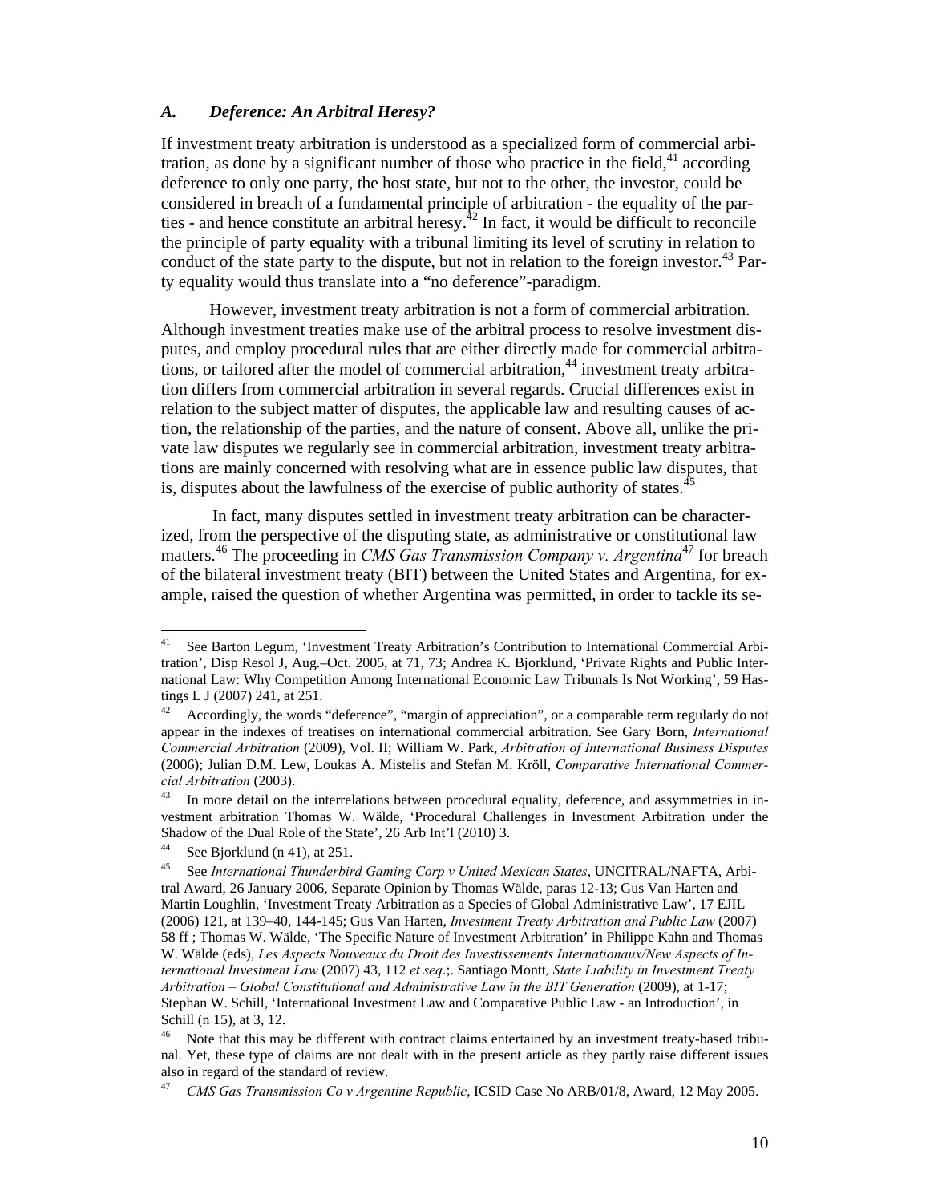### *A. Deference: An Arbitral Heresy?*

If investment treaty arbitration is understood as a specialized form of commercial arbitration, as done by a significant number of those who practice in the field,[41] according deference to only one party, the host state, but not to the other, the investor, could be considered in breach of a fundamental principle of arbitration - the equality of the parties - and hence constitute an arbitral heresy.[42] In fact, it would be difficult to reconcile the principle of party equality with a tribunal limiting its level of scrutiny in relation to conduct of the state party to the dispute, but not in relation to the foreign investor.[43] Party equality would thus translate into a "no deference"-paradigm.

However, investment treaty arbitration is not a form of commercial arbitration. Although investment treaties make use of the arbitral process to resolve investment disputes, and employ procedural rules that are either directly made for commercial arbitrations, or tailored after the model of commercial arbitration,[44] investment treaty arbitration differs from commercial arbitration in several regards. Crucial differences exist in relation to the subject matter of disputes, the applicable law and resulting causes of action, the relationship of the parties, and the nature of consent. Above all, unlike the private law disputes we regularly see in commercial arbitration, investment treaty arbitrations are mainly concerned with resolving what are in essence public law disputes, that is, disputes about the lawfulness of the exercise of public authority of states.[45]

In fact, many disputes settled in investment treaty arbitration can be characterized, from the perspective of the disputing state, as administrative or constitutional law matters.[46] The proceeding in *CMS Gas Transmission Company v. Argentina*[47] for breach of the bilateral investment treaty (BIT) between the United States and Argentina, for example, raised the question of whether Argentina was permitted, in order to tackle its se-

---

[41] See Barton Legum, 'Investment Treaty Arbitration's Contribution to International Commercial Arbitration', Disp Resol J, Aug.–Oct. 2005, at 71, 73; Andrea K. Bjorklund, 'Private Rights and Public International Law: Why Competition Among International Economic Law Tribunals Is Not Working', 59 Hastings L J (2007) 241, at 251.

[42] Accordingly, the words "deference", "margin of appreciation", or a comparable term regularly do not appear in the indexes of treatises on international commercial arbitration. See Gary Born, *International Commercial Arbitration* (2009), Vol. II; William W. Park, *Arbitration of International Business Disputes* (2006); Julian D.M. Lew, Loukas A. Mistelis and Stefan M. Kröll, *Comparative International Commercial Arbitration* (2003).

[43] In more detail on the interrelations between procedural equality, deference, and assymmetries in investment arbitration Thomas W. Wälde, 'Procedural Challenges in Investment Arbitration under the Shadow of the Dual Role of the State', 26 Arb Int'l (2010) 3.

[44] See Bjorklund (n 41), at 251.

[45] See *International Thunderbird Gaming Corp v United Mexican States*, UNCITRAL/NAFTA, Arbitral Award, 26 January 2006, Separate Opinion by Thomas Wälde, paras 12-13; Gus Van Harten and Martin Loughlin, 'Investment Treaty Arbitration as a Species of Global Administrative Law', 17 EJIL (2006) 121, at 139–40, 144-145; Gus Van Harten, *Investment Treaty Arbitration and Public Law* (2007) 58 ff ; Thomas W. Wälde, 'The Specific Nature of Investment Arbitration' in Philippe Kahn and Thomas W. Wälde (eds), *Les Aspects Nouveaux du Droit des Investissements Internationaux/New Aspects of International Investment Law* (2007) 43, 112 *et seq*.;. Santiago Montt*, State Liability in Investment Treaty Arbitration – Global Constitutional and Administrative Law in the BIT Generation* (2009), at 1-17; Stephan W. Schill, 'International Investment Law and Comparative Public Law - an Introduction', in Schill (n 15), at 3, 12.

[46] Note that this may be different with contract claims entertained by an investment treaty-based tribunal. Yet, these type of claims are not dealt with in the present article as they partly raise different issues also in regard of the standard of review.

[47] *CMS Gas Transmission Co v Argentine Republic*, ICSID Case No ARB/01/8, Award, 12 May 2005.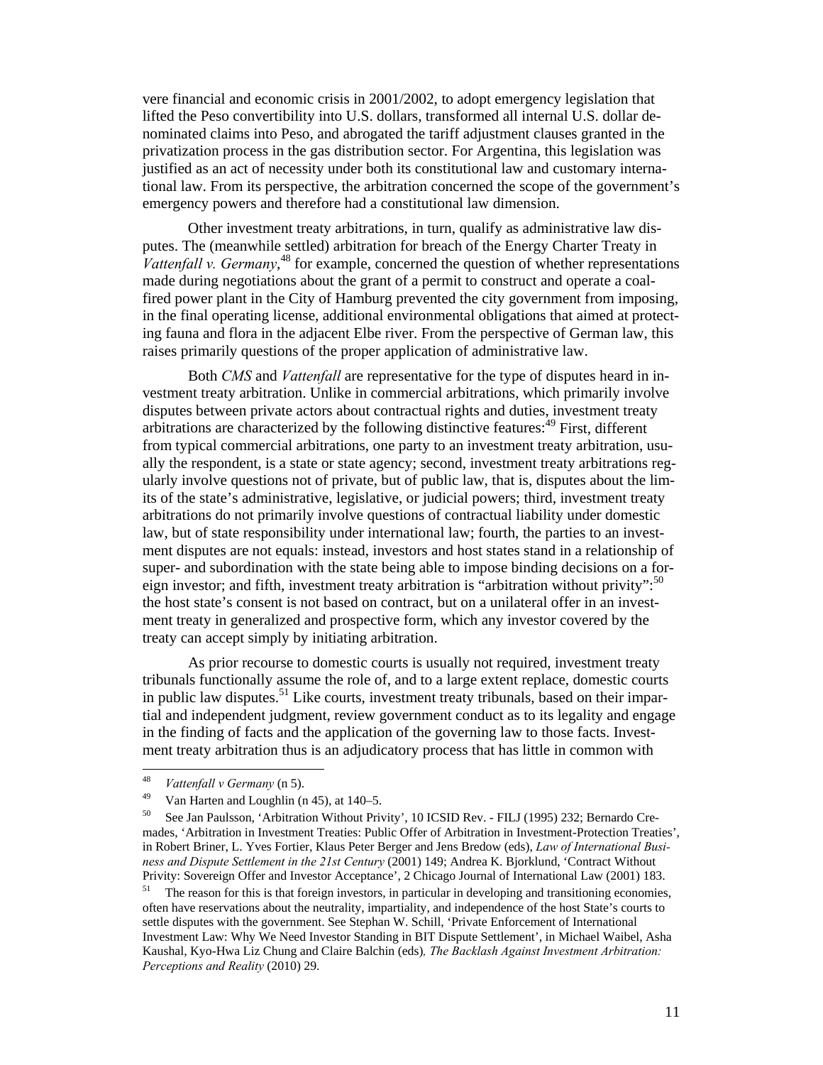vere financial and economic crisis in 2001/2002, to adopt emergency legislation that lifted the Peso convertibility into U.S. dollars, transformed all internal U.S. dollar denominated claims into Peso, and abrogated the tariff adjustment clauses granted in the privatization process in the gas distribution sector. For Argentina, this legislation was justified as an act of necessity under both its constitutional law and customary international law. From its perspective, the arbitration concerned the scope of the government's emergency powers and therefore had a constitutional law dimension.

Other investment treaty arbitrations, in turn, qualify as administrative law disputes. The (meanwhile settled) arbitration for breach of the Energy Charter Treaty in *Vattenfall v. Germany*,[48] for example, concerned the question of whether representations made during negotiations about the grant of a permit to construct and operate a coal-fired power plant in the City of Hamburg prevented the city government from imposing, in the final operating license, additional environmental obligations that aimed at protecting fauna and flora in the adjacent Elbe river. From the perspective of German law, this raises primarily questions of the proper application of administrative law.

Both *CMS* and *Vattenfall* are representative for the type of disputes heard in investment treaty arbitration. Unlike in commercial arbitrations, which primarily involve disputes between private actors about contractual rights and duties, investment treaty arbitrations are characterized by the following distinctive features:[49] First, different from typical commercial arbitrations, one party to an investment treaty arbitration, usually the respondent, is a state or state agency; second, investment treaty arbitrations regularly involve questions not of private, but of public law, that is, disputes about the limits of the state's administrative, legislative, or judicial powers; third, investment treaty arbitrations do not primarily involve questions of contractual liability under domestic law, but of state responsibility under international law; fourth, the parties to an investment disputes are not equals: instead, investors and host states stand in a relationship of super- and subordination with the state being able to impose binding decisions on a foreign investor; and fifth, investment treaty arbitration is "arbitration without privity":[50] the host state's consent is not based on contract, but on a unilateral offer in an investment treaty in generalized and prospective form, which any investor covered by the treaty can accept simply by initiating arbitration.

As prior recourse to domestic courts is usually not required, investment treaty tribunals functionally assume the role of, and to a large extent replace, domestic courts in public law disputes.[51] Like courts, investment treaty tribunals, based on their impartial and independent judgment, review government conduct as to its legality and engage in the finding of facts and the application of the governing law to those facts. Investment treaty arbitration thus is an adjudicatory process that has little in common with

---

[48] *Vattenfall v Germany* (n 5).

[49] Van Harten and Loughlin (n 45), at 140–5.

[50] See Jan Paulsson, 'Arbitration Without Privity', 10 ICSID Rev. - FILJ (1995) 232; Bernardo Cremades, 'Arbitration in Investment Treaties: Public Offer of Arbitration in Investment-Protection Treaties', in Robert Briner, L. Yves Fortier, Klaus Peter Berger and Jens Bredow (eds), *Law of International Business and Dispute Settlement in the 21st Century* (2001) 149; Andrea K. Bjorklund, 'Contract Without Privity: Sovereign Offer and Investor Acceptance', 2 Chicago Journal of International Law (2001) 183.

[51] The reason for this is that foreign investors, in particular in developing and transitioning economies, often have reservations about the neutrality, impartiality, and independence of the host State's courts to settle disputes with the government. See Stephan W. Schill, 'Private Enforcement of International Investment Law: Why We Need Investor Standing in BIT Dispute Settlement', in Michael Waibel, Asha Kaushal, Kyo-Hwa Liz Chung and Claire Balchin (eds), *The Backlash Against Investment Arbitration: Perceptions and Reality* (2010) 29.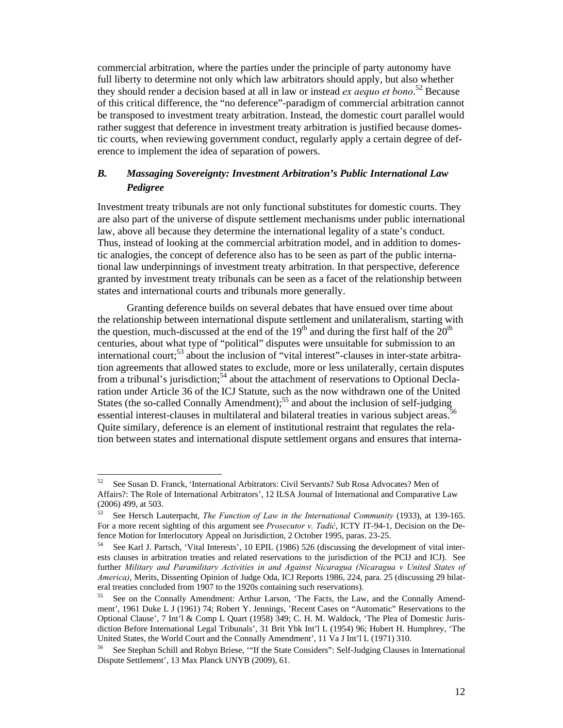commercial arbitration, where the parties under the principle of party autonomy have full liberty to determine not only which law arbitrators should apply, but also whether they should render a decision based at all in law or instead *ex aequo et bono*.[52] Because of this critical difference, the "no deference"-paradigm of commercial arbitration cannot be transposed to investment treaty arbitration. Instead, the domestic court parallel would rather suggest that deference in investment treaty arbitration is justified because domestic courts, when reviewing government conduct, regularly apply a certain degree of deference to implement the idea of separation of powers.

### *B. Massaging Sovereignty: Investment Arbitration's Public International Law Pedigree*

Investment treaty tribunals are not only functional substitutes for domestic courts. They are also part of the universe of dispute settlement mechanisms under public international law, above all because they determine the international legality of a state's conduct. Thus, instead of looking at the commercial arbitration model, and in addition to domestic analogies, the concept of deference also has to be seen as part of the public international law underpinnings of investment treaty arbitration. In that perspective, deference granted by investment treaty tribunals can be seen as a facet of the relationship between states and international courts and tribunals more generally.

Granting deference builds on several debates that have ensued over time about the relationship between international dispute settlement and unilateralism, starting with the question, much-discussed at the end of the 19th and during the first half of the 20th centuries, about what type of "political" disputes were unsuitable for submission to an international court;[53] about the inclusion of "vital interest"-clauses in inter-state arbitration agreements that allowed states to exclude, more or less unilaterally, certain disputes from a tribunal's jurisdiction;[54] about the attachment of reservations to Optional Declaration under Article 36 of the ICJ Statute, such as the now withdrawn one of the United States (the so-called Connally Amendment);[55] and about the inclusion of self-judging essential interest-clauses in multilateral and bilateral treaties in various subject areas.[56] Quite similary, deference is an element of institutional restraint that regulates the relation between states and international dispute settlement organs and ensures that interna-

---

[52] See Susan D. Franck, 'International Arbitrators: Civil Servants? Sub Rosa Advocates? Men of Affairs?: The Role of International Arbitrators', 12 ILSA Journal of International and Comparative Law (2006) 499, at 503.

[53] See Hersch Lauterpacht, *The Function of Law in the International Community* (1933), at 139-165. For a more recent sighting of this argument see *Prosecutor v. Tadić*, ICTY IT-94-1, Decision on the Defence Motion for Interlocutory Appeal on Jurisdiction, 2 October 1995, paras. 23-25.

[54] See Karl J. Partsch, 'Vital Interests', 10 EPIL (1986) 526 (discussing the development of vital interests clauses in arbitration treaties and related reservations to the jurisdiction of the PCIJ and ICJ). See further *Military and Paramilitary Activities in and Against Nicaragua (Nicaragua v United States of America)*, Merits, Dissenting Opinion of Judge Oda, ICJ Reports 1986, 224, para. 25 (discussing 29 bilateral treaties concluded from 1907 to the 1920s containing such reservations).

[55] See on the Connally Amendment: Arthur Larson, 'The Facts, the Law, and the Connally Amendment', 1961 Duke L J (1961) 74; Robert Y. Jennings, 'Recent Cases on "Automatic" Reservations to the Optional Clause', 7 Int'l & Comp L Quart (1958) 349; C. H. M. Waldock, 'The Plea of Domestic Jurisdiction Before International Legal Tribunals', 31 Brit Ybk Int'l L (1954) 96; Hubert H. Humphrey, 'The United States, the World Court and the Connally Amendment', 11 Va J Int'l L (1971) 310.

[56] See Stephan Schill and Robyn Briese, '"If the State Considers": Self-Judging Clauses in International Dispute Settlement', 13 Max Planck UNYB (2009), 61.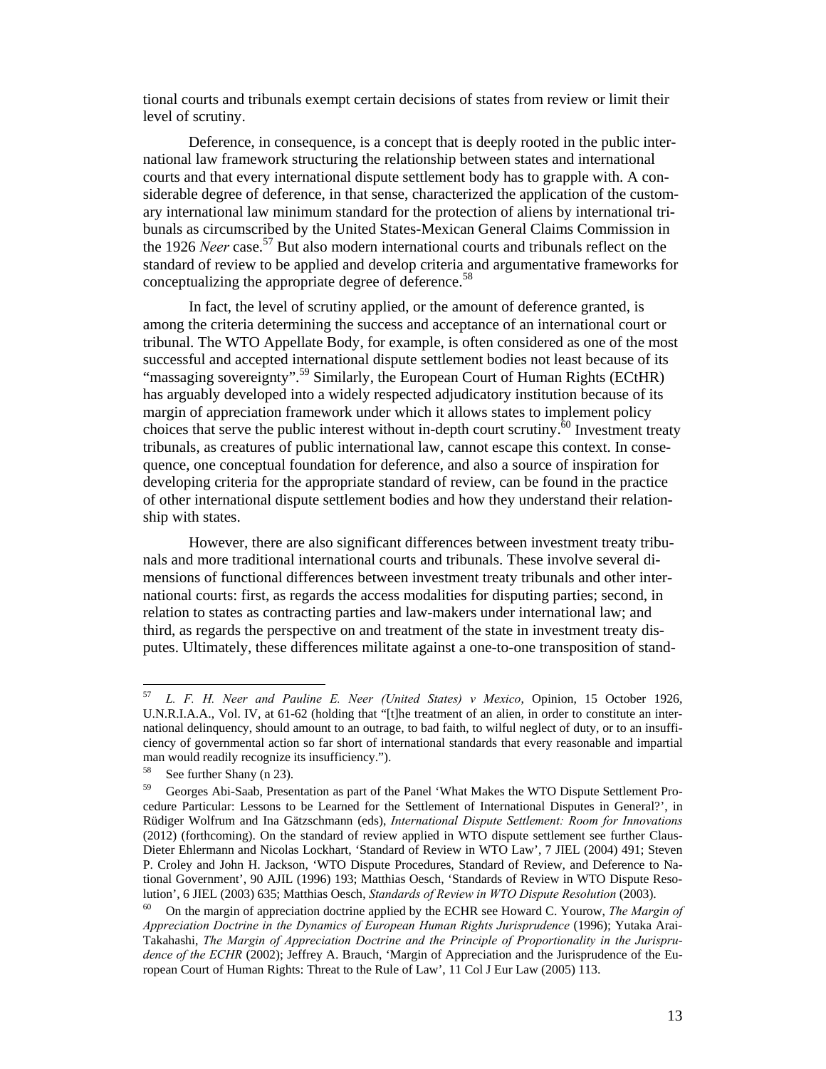tional courts and tribunals exempt certain decisions of states from review or limit their level of scrutiny.

Deference, in consequence, is a concept that is deeply rooted in the public international law framework structuring the relationship between states and international courts and that every international dispute settlement body has to grapple with. A considerable degree of deference, in that sense, characterized the application of the customary international law minimum standard for the protection of aliens by international tribunals as circumscribed by the United States-Mexican General Claims Commission in the 1926 *Neer* case.[57] But also modern international courts and tribunals reflect on the standard of review to be applied and develop criteria and argumentative frameworks for conceptualizing the appropriate degree of deference.[58]

In fact, the level of scrutiny applied, or the amount of deference granted, is among the criteria determining the success and acceptance of an international court or tribunal. The WTO Appellate Body, for example, is often considered as one of the most successful and accepted international dispute settlement bodies not least because of its "massaging sovereignty".[59] Similarly, the European Court of Human Rights (ECtHR) has arguably developed into a widely respected adjudicatory institution because of its margin of appreciation framework under which it allows states to implement policy choices that serve the public interest without in-depth court scrutiny.[60] Investment treaty tribunals, as creatures of public international law, cannot escape this context. In consequence, one conceptual foundation for deference, and also a source of inspiration for developing criteria for the appropriate standard of review, can be found in the practice of other international dispute settlement bodies and how they understand their relationship with states.

However, there are also significant differences between investment treaty tribunals and more traditional international courts and tribunals. These involve several dimensions of functional differences between investment treaty tribunals and other international courts: first, as regards the access modalities for disputing parties; second, in relation to states as contracting parties and law-makers under international law; and third, as regards the perspective on and treatment of the state in investment treaty disputes. Ultimately, these differences militate against a one-to-one transposition of stand-

---

[57] *L. F. H. Neer and Pauline E. Neer (United States) v Mexico*, Opinion, 15 October 1926, U.N.R.I.A.A., Vol. IV, at 61-62 (holding that "[t]he treatment of an alien, in order to constitute an international delinquency, should amount to an outrage, to bad faith, to wilful neglect of duty, or to an insufficiency of governmental action so far short of international standards that every reasonable and impartial man would readily recognize its insufficiency.").

[58] See further Shany (n 23).

[59] Georges Abi-Saab, Presentation as part of the Panel 'What Makes the WTO Dispute Settlement Procedure Particular: Lessons to be Learned for the Settlement of International Disputes in General?', in Rüdiger Wolfrum and Ina Gätzschmann (eds), *International Dispute Settlement: Room for Innovations* (2012) (forthcoming). On the standard of review applied in WTO dispute settlement see further Claus-Dieter Ehlermann and Nicolas Lockhart, 'Standard of Review in WTO Law', 7 JIEL (2004) 491; Steven P. Croley and John H. Jackson, 'WTO Dispute Procedures, Standard of Review, and Deference to National Government', 90 AJIL (1996) 193; Matthias Oesch, 'Standards of Review in WTO Dispute Resolution', 6 JIEL (2003) 635; Matthias Oesch, *Standards of Review in WTO Dispute Resolution* (2003).

[60] On the margin of appreciation doctrine applied by the ECHR see Howard C. Yourow, *The Margin of Appreciation Doctrine in the Dynamics of European Human Rights Jurisprudence* (1996); Yutaka Arai-Takahashi, *The Margin of Appreciation Doctrine and the Principle of Proportionality in the Jurisprudence of the ECHR* (2002); Jeffrey A. Brauch, 'Margin of Appreciation and the Jurisprudence of the European Court of Human Rights: Threat to the Rule of Law', 11 Col J Eur Law (2005) 113.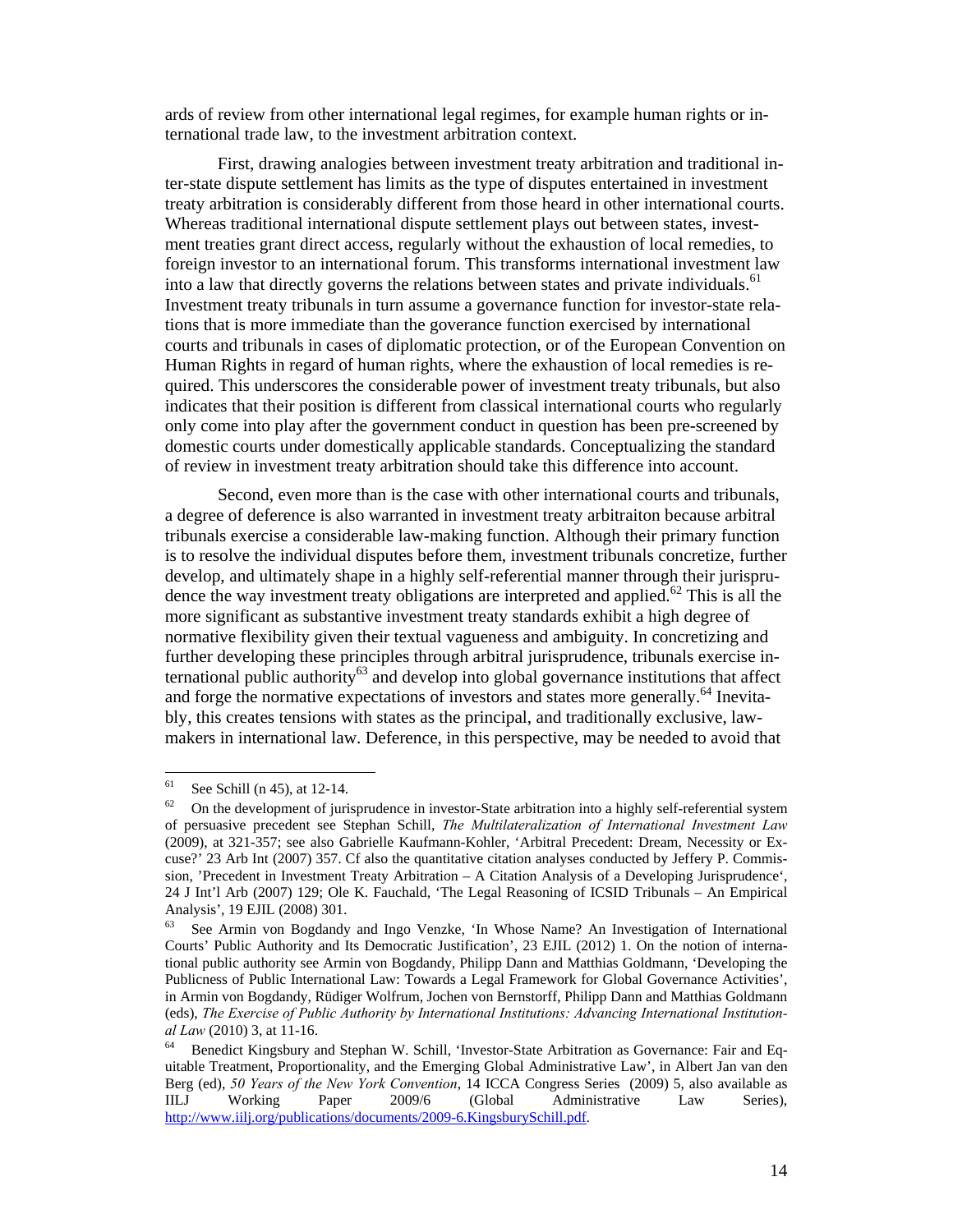ards of review from other international legal regimes, for example human rights or international trade law, to the investment arbitration context.

First, drawing analogies between investment treaty arbitration and traditional inter-state dispute settlement has limits as the type of disputes entertained in investment treaty arbitration is considerably different from those heard in other international courts. Whereas traditional international dispute settlement plays out between states, investment treaties grant direct access, regularly without the exhaustion of local remedies, to foreign investor to an international forum. This transforms international investment law into a law that directly governs the relations between states and private individuals.[61] Investment treaty tribunals in turn assume a governance function for investor-state relations that is more immediate than the goverance function exercised by international courts and tribunals in cases of diplomatic protection, or of the European Convention on Human Rights in regard of human rights, where the exhaustion of local remedies is required. This underscores the considerable power of investment treaty tribunals, but also indicates that their position is different from classical international courts who regularly only come into play after the government conduct in question has been pre-screened by domestic courts under domestically applicable standards. Conceptualizing the standard of review in investment treaty arbitration should take this difference into account.

Second, even more than is the case with other international courts and tribunals, a degree of deference is also warranted in investment treaty arbitraiton because arbitral tribunals exercise a considerable law-making function. Although their primary function is to resolve the individual disputes before them, investment tribunals concretize, further develop, and ultimately shape in a highly self-referential manner through their jurisprudence the way investment treaty obligations are interpreted and applied.[62] This is all the more significant as substantive investment treaty standards exhibit a high degree of normative flexibility given their textual vagueness and ambiguity. In concretizing and further developing these principles through arbitral jurisprudence, tribunals exercise international public authority[63] and develop into global governance institutions that affect and forge the normative expectations of investors and states more generally.[64] Inevitably, this creates tensions with states as the principal, and traditionally exclusive, lawmakers in international law. Deference, in this perspective, may be needed to avoid that

---

[61] See Schill (n 45), at 12-14.

[62] On the development of jurisprudence in investor-State arbitration into a highly self-referential system of persuasive precedent see Stephan Schill, *The Multilateralization of International Investment Law* (2009), at 321-357; see also Gabrielle Kaufmann-Kohler, 'Arbitral Precedent: Dream, Necessity or Excuse?' 23 Arb Int (2007) 357. Cf also the quantitative citation analyses conducted by Jeffery P. Commission, 'Precedent in Investment Treaty Arbitration – A Citation Analysis of a Developing Jurisprudence', 24 J Int'l Arb (2007) 129; Ole K. Fauchald, 'The Legal Reasoning of ICSID Tribunals – An Empirical Analysis', 19 EJIL (2008) 301.

[63] See Armin von Bogdandy and Ingo Venzke, 'In Whose Name? An Investigation of International Courts' Public Authority and Its Democratic Justification', 23 EJIL (2012) 1. On the notion of international public authority see Armin von Bogdandy, Philipp Dann and Matthias Goldmann, 'Developing the Publicness of Public International Law: Towards a Legal Framework for Global Governance Activities', in Armin von Bogdandy, Rüdiger Wolfrum, Jochen von Bernstorff, Philipp Dann and Matthias Goldmann (eds), *The Exercise of Public Authority by International Institutions: Advancing International Institutional Law* (2010) 3, at 11-16.

[64] Benedict Kingsbury and Stephan W. Schill, 'Investor-State Arbitration as Governance: Fair and Equitable Treatment, Proportionality, and the Emerging Global Administrative Law', in Albert Jan van den Berg (ed), *50 Years of the New York Convention*, 14 ICCA Congress Series (2009) 5, also available as IILJ Working Paper 2009/6 (Global Administrative Law Series), http://www.iilj.org/publications/documents/2009-6.KingsburySchill.pdf.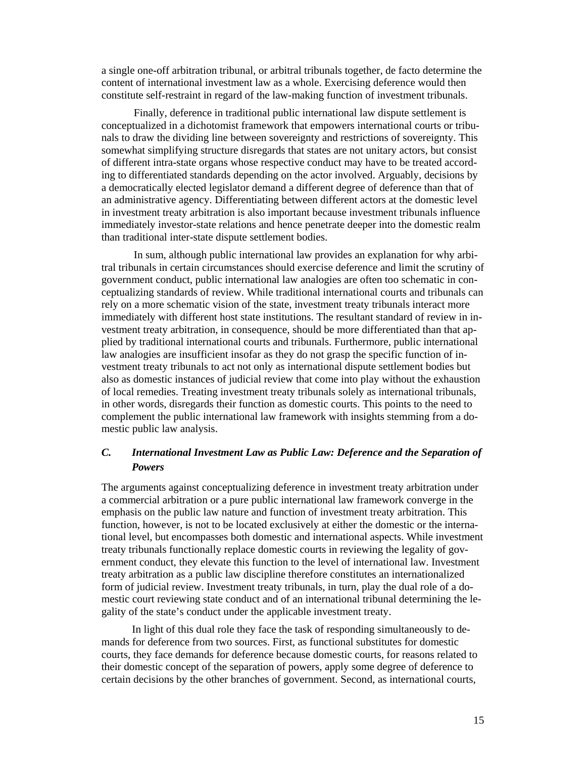a single one-off arbitration tribunal, or arbitral tribunals together, de facto determine the content of international investment law as a whole. Exercising deference would then constitute self-restraint in regard of the law-making function of investment tribunals.

Finally, deference in traditional public international law dispute settlement is conceptualized in a dichotomist framework that empowers international courts or tribunals to draw the dividing line between sovereignty and restrictions of sovereignty. This somewhat simplifying structure disregards that states are not unitary actors, but consist of different intra-state organs whose respective conduct may have to be treated according to differentiated standards depending on the actor involved. Arguably, decisions by a democratically elected legislator demand a different degree of deference than that of an administrative agency. Differentiating between different actors at the domestic level in investment treaty arbitration is also important because investment tribunals influence immediately investor-state relations and hence penetrate deeper into the domestic realm than traditional inter-state dispute settlement bodies.

In sum, although public international law provides an explanation for why arbitral tribunals in certain circumstances should exercise deference and limit the scrutiny of government conduct, public international law analogies are often too schematic in conceptualizing standards of review. While traditional international courts and tribunals can rely on a more schematic vision of the state, investment treaty tribunals interact more immediately with different host state institutions. The resultant standard of review in investment treaty arbitration, in consequence, should be more differentiated than that applied by traditional international courts and tribunals. Furthermore, public international law analogies are insufficient insofar as they do not grasp the specific function of investment treaty tribunals to act not only as international dispute settlement bodies but also as domestic instances of judicial review that come into play without the exhaustion of local remedies. Treating investment treaty tribunals solely as international tribunals, in other words, disregards their function as domestic courts. This points to the need to complement the public international law framework with insights stemming from a domestic public law analysis.

### *C. International Investment Law as Public Law: Deference and the Separation of Powers*

The arguments against conceptualizing deference in investment treaty arbitration under a commercial arbitration or a pure public international law framework converge in the emphasis on the public law nature and function of investment treaty arbitration. This function, however, is not to be located exclusively at either the domestic or the international level, but encompasses both domestic and international aspects. While investment treaty tribunals functionally replace domestic courts in reviewing the legality of government conduct, they elevate this function to the level of international law. Investment treaty arbitration as a public law discipline therefore constitutes an internationalized form of judicial review. Investment treaty tribunals, in turn, play the dual role of a domestic court reviewing state conduct and of an international tribunal determining the legality of the state's conduct under the applicable investment treaty.

In light of this dual role they face the task of responding simultaneously to demands for deference from two sources. First, as functional substitutes for domestic courts, they face demands for deference because domestic courts, for reasons related to their domestic concept of the separation of powers, apply some degree of deference to certain decisions by the other branches of government. Second, as international courts,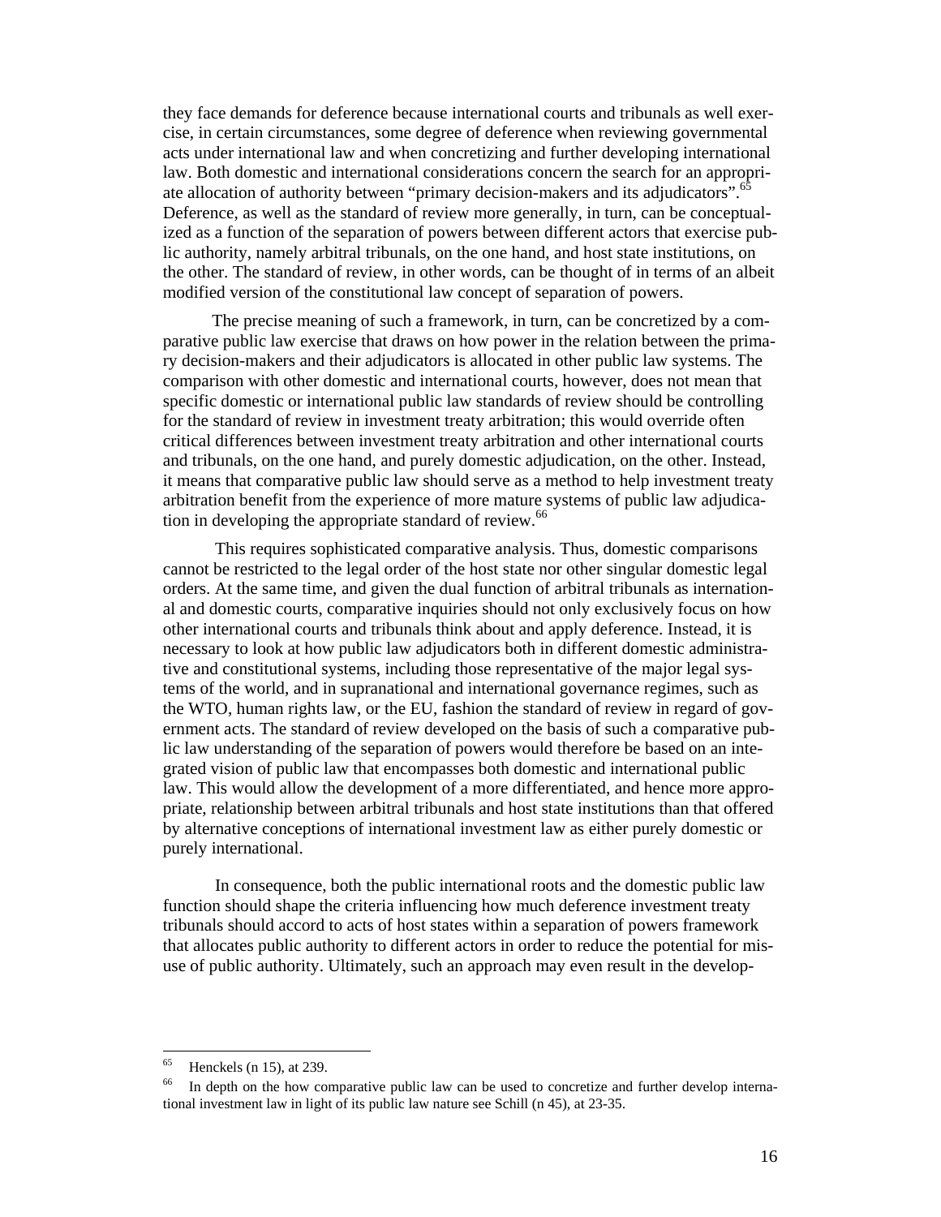they face demands for deference because international courts and tribunals as well exercise, in certain circumstances, some degree of deference when reviewing governmental acts under international law and when concretizing and further developing international law. Both domestic and international considerations concern the search for an appropriate allocation of authority between "primary decision-makers and its adjudicators".[65] Deference, as well as the standard of review more generally, in turn, can be conceptualized as a function of the separation of powers between different actors that exercise public authority, namely arbitral tribunals, on the one hand, and host state institutions, on the other. The standard of review, in other words, can be thought of in terms of an albeit modified version of the constitutional law concept of separation of powers.

The precise meaning of such a framework, in turn, can be concretized by a comparative public law exercise that draws on how power in the relation between the primary decision-makers and their adjudicators is allocated in other public law systems. The comparison with other domestic and international courts, however, does not mean that specific domestic or international public law standards of review should be controlling for the standard of review in investment treaty arbitration; this would override often critical differences between investment treaty arbitration and other international courts and tribunals, on the one hand, and purely domestic adjudication, on the other. Instead, it means that comparative public law should serve as a method to help investment treaty arbitration benefit from the experience of more mature systems of public law adjudication in developing the appropriate standard of review.[66]

This requires sophisticated comparative analysis. Thus, domestic comparisons cannot be restricted to the legal order of the host state nor other singular domestic legal orders. At the same time, and given the dual function of arbitral tribunals as international and domestic courts, comparative inquiries should not only exclusively focus on how other international courts and tribunals think about and apply deference. Instead, it is necessary to look at how public law adjudicators both in different domestic administrative and constitutional systems, including those representative of the major legal systems of the world, and in supranational and international governance regimes, such as the WTO, human rights law, or the EU, fashion the standard of review in regard of government acts. The standard of review developed on the basis of such a comparative public law understanding of the separation of powers would therefore be based on an integrated vision of public law that encompasses both domestic and international public law. This would allow the development of a more differentiated, and hence more appropriate, relationship between arbitral tribunals and host state institutions than that offered by alternative conceptions of international investment law as either purely domestic or purely international.

In consequence, both the public international roots and the domestic public law function should shape the criteria influencing how much deference investment treaty tribunals should accord to acts of host states within a separation of powers framework that allocates public authority to different actors in order to reduce the potential for misuse of public authority. Ultimately, such an approach may even result in the develop-

---

[65] Henckels (n 15), at 239.

[66] In depth on the how comparative public law can be used to concretize and further develop international investment law in light of its public law nature see Schill (n 45), at 23-35.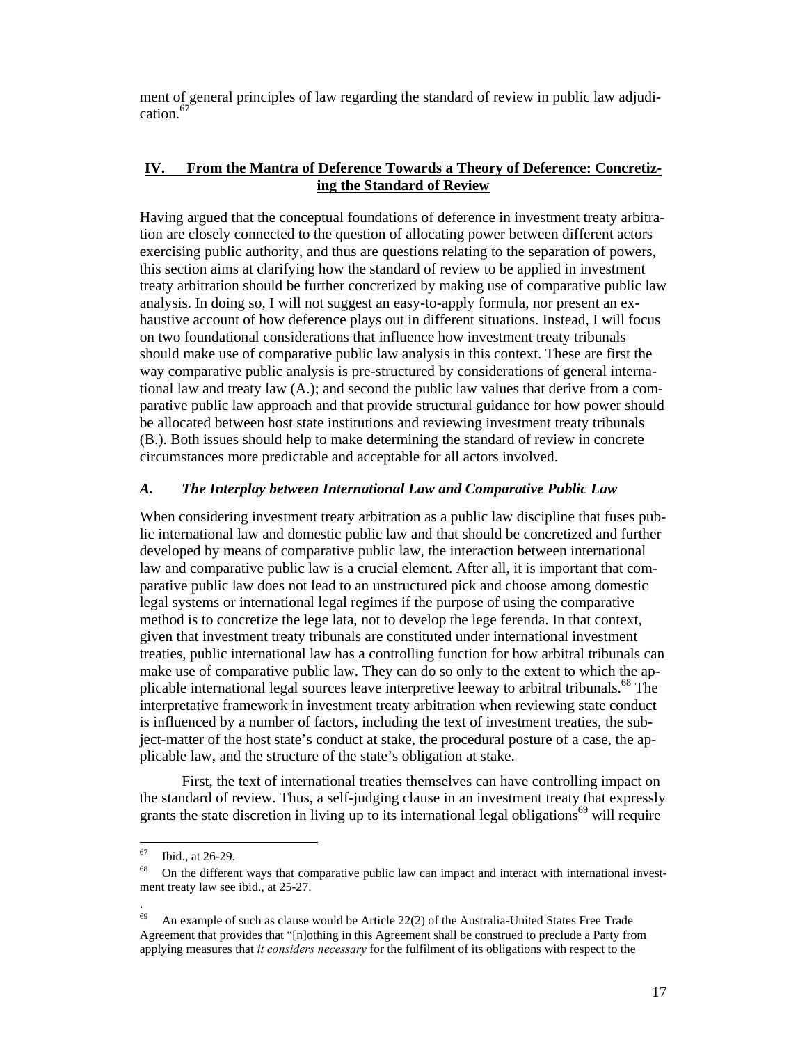ment of general principles of law regarding the standard of review in public law adjudication.[67]

## IV. From the Mantra of Deference Towards a Theory of Deference: Concretizing the Standard of Review

Having argued that the conceptual foundations of deference in investment treaty arbitration are closely connected to the question of allocating power between different actors exercising public authority, and thus are questions relating to the separation of powers, this section aims at clarifying how the standard of review to be applied in investment treaty arbitration should be further concretized by making use of comparative public law analysis. In doing so, I will not suggest an easy-to-apply formula, nor present an exhaustive account of how deference plays out in different situations. Instead, I will focus on two foundational considerations that influence how investment treaty tribunals should make use of comparative public law analysis in this context. These are first the way comparative public analysis is pre-structured by considerations of general international law and treaty law (A.); and second the public law values that derive from a comparative public law approach and that provide structural guidance for how power should be allocated between host state institutions and reviewing investment treaty tribunals (B.). Both issues should help to make determining the standard of review in concrete circumstances more predictable and acceptable for all actors involved.

### *A. The Interplay between International Law and Comparative Public Law*

When considering investment treaty arbitration as a public law discipline that fuses public international law and domestic public law and that should be concretized and further developed by means of comparative public law, the interaction between international law and comparative public law is a crucial element. After all, it is important that comparative public law does not lead to an unstructured pick and choose among domestic legal systems or international legal regimes if the purpose of using the comparative method is to concretize the lege lata, not to develop the lege ferenda. In that context, given that investment treaty tribunals are constituted under international investment treaties, public international law has a controlling function for how arbitral tribunals can make use of comparative public law. They can do so only to the extent to which the applicable international legal sources leave interpretive leeway to arbitral tribunals.[68] The interpretative framework in investment treaty arbitration when reviewing state conduct is influenced by a number of factors, including the text of investment treaties, the subject-matter of the host state's conduct at stake, the procedural posture of a case, the applicable law, and the structure of the state's obligation at stake.

First, the text of international treaties themselves can have controlling impact on the standard of review. Thus, a self-judging clause in an investment treaty that expressly grants the state discretion in living up to its international legal obligations[69] will require

---

[67] Ibid., at 26-29.

[68] On the different ways that comparative public law can impact and interact with international investment treaty law see ibid., at 25-27.

[69] An example of such as clause would be Article 22(2) of the Australia-United States Free Trade Agreement that provides that "[n]othing in this Agreement shall be construed to preclude a Party from applying measures that *it considers necessary* for the fulfilment of its obligations with respect to the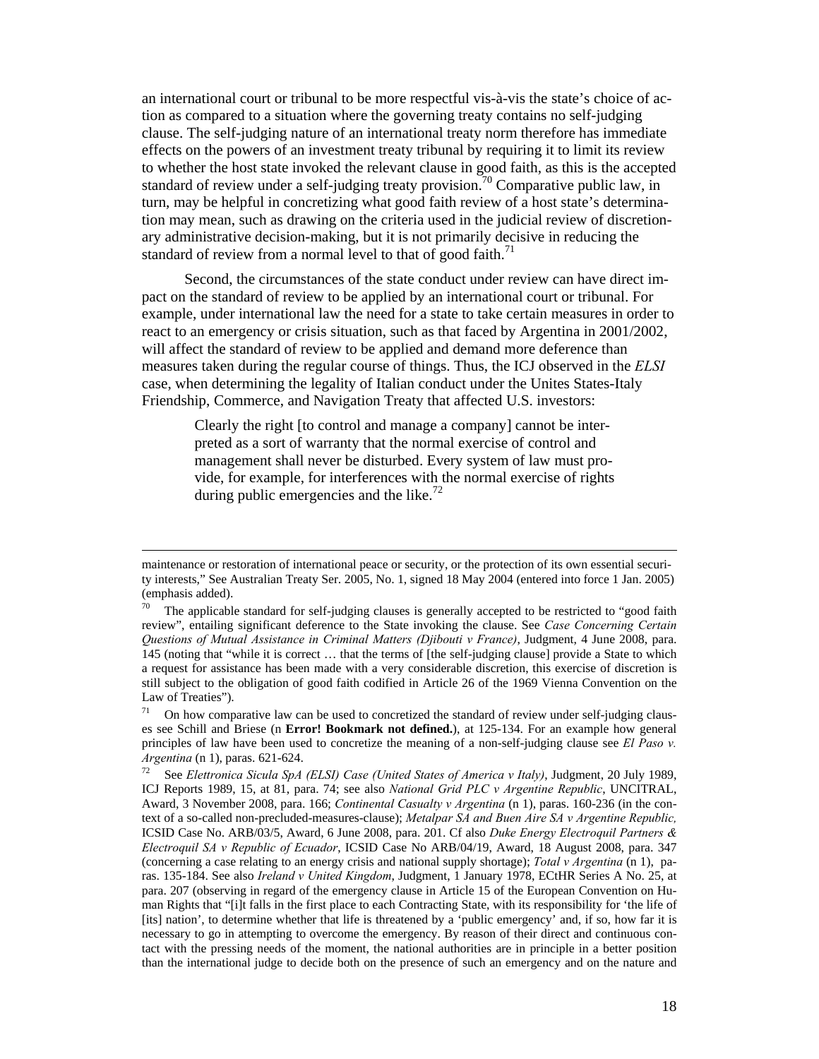an international court or tribunal to be more respectful vis-à-vis the state's choice of action as compared to a situation where the governing treaty contains no self-judging clause. The self-judging nature of an international treaty norm therefore has immediate effects on the powers of an investment treaty tribunal by requiring it to limit its review to whether the host state invoked the relevant clause in good faith, as this is the accepted standard of review under a self-judging treaty provision.[70] Comparative public law, in turn, may be helpful in concretizing what good faith review of a host state's determination may mean, such as drawing on the criteria used in the judicial review of discretionary administrative decision-making, but it is not primarily decisive in reducing the standard of review from a normal level to that of good faith.[71]

Second, the circumstances of the state conduct under review can have direct impact on the standard of review to be applied by an international court or tribunal. For example, under international law the need for a state to take certain measures in order to react to an emergency or crisis situation, such as that faced by Argentina in 2001/2002, will affect the standard of review to be applied and demand more deference than measures taken during the regular course of things. Thus, the ICJ observed in the *ELSI* case, when determining the legality of Italian conduct under the Unites States-Italy Friendship, Commerce, and Navigation Treaty that affected U.S. investors:

> Clearly the right [to control and manage a company] cannot be interpreted as a sort of warranty that the normal exercise of control and management shall never be disturbed. Every system of law must provide, for example, for interferences with the normal exercise of rights during public emergencies and the like.[72]

---

maintenance or restoration of international peace or security, or the protection of its own essential security interests," See Australian Treaty Ser. 2005, No. 1, signed 18 May 2004 (entered into force 1 Jan. 2005) (emphasis added).

[70] The applicable standard for self-judging clauses is generally accepted to be restricted to "good faith review", entailing significant deference to the State invoking the clause. See *Case Concerning Certain Questions of Mutual Assistance in Criminal Matters (Djibouti v France)*, Judgment, 4 June 2008, para. 145 (noting that "while it is correct … that the terms of [the self-judging clause] provide a State to which a request for assistance has been made with a very considerable discretion, this exercise of discretion is still subject to the obligation of good faith codified in Article 26 of the 1969 Vienna Convention on the Law of Treaties").

[71] On how comparative law can be used to concretized the standard of review under self-judging clauses see Schill and Briese (n **Error! Bookmark not defined.**), at 125-134. For an example how general principles of law have been used to concretize the meaning of a non-self-judging clause see *El Paso v. Argentina* (n 1), paras. 621-624.

[72] See *Elettronica Sicula SpA (ELSI) Case (United States of America v Italy)*, Judgment, 20 July 1989, ICJ Reports 1989, 15, at 81, para. 74; see also *National Grid PLC v Argentine Republic*, UNCITRAL, Award, 3 November 2008, para. 166; *Continental Casualty v Argentina* (n 1), paras. 160-236 (in the context of a so-called non-precluded-measures-clause); *Metalpar SA and Buen Aire SA v Argentine Republic,* ICSID Case No. ARB/03/5, Award, 6 June 2008, para. 201. Cf also *Duke Energy Electroquil Partners & Electroquil SA v Republic of Ecuador*, ICSID Case No ARB/04/19, Award, 18 August 2008, para. 347 (concerning a case relating to an energy crisis and national supply shortage); *Total v Argentina* (n 1), paras. 135-184. See also *Ireland v United Kingdom*, Judgment, 1 January 1978, ECtHR Series A No. 25, at para. 207 (observing in regard of the emergency clause in Article 15 of the European Convention on Human Rights that "[i]t falls in the first place to each Contracting State, with its responsibility for 'the life of [its] nation', to determine whether that life is threatened by a 'public emergency' and, if so, how far it is necessary to go in attempting to overcome the emergency. By reason of their direct and continuous contact with the pressing needs of the moment, the national authorities are in principle in a better position than the international judge to decide both on the presence of such an emergency and on the nature and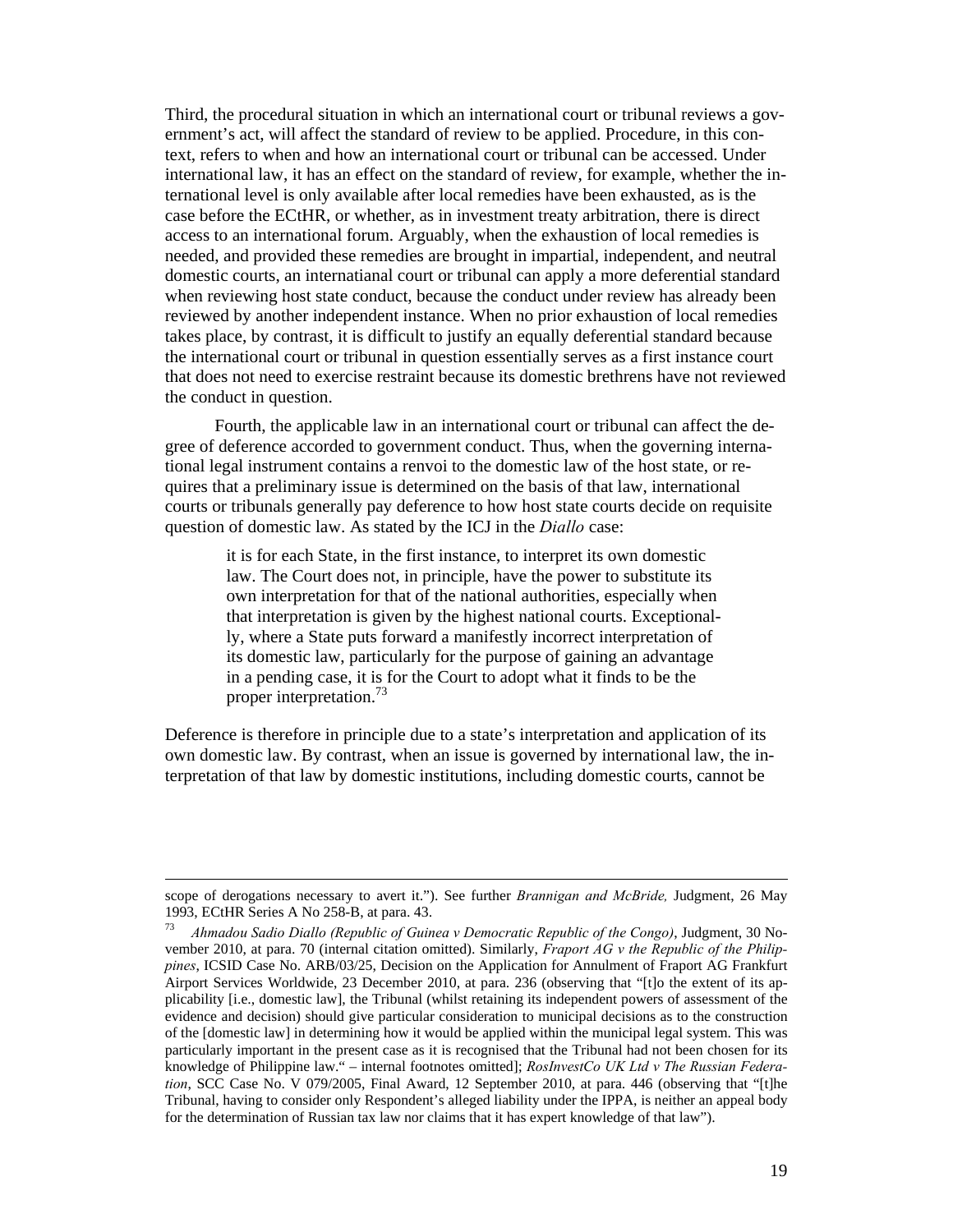Third, the procedural situation in which an international court or tribunal reviews a government's act, will affect the standard of review to be applied. Procedure, in this context, refers to when and how an international court or tribunal can be accessed. Under international law, it has an effect on the standard of review, for example, whether the international level is only available after local remedies have been exhausted, as is the case before the ECtHR, or whether, as in investment treaty arbitration, there is direct access to an international forum. Arguably, when the exhaustion of local remedies is needed, and provided these remedies are brought in impartial, independent, and neutral domestic courts, an internatianal court or tribunal can apply a more deferential standard when reviewing host state conduct, because the conduct under review has already been reviewed by another independent instance. When no prior exhaustion of local remedies takes place, by contrast, it is difficult to justify an equally deferential standard because the international court or tribunal in question essentially serves as a first instance court that does not need to exercise restraint because its domestic brethrens have not reviewed the conduct in question.

Fourth, the applicable law in an international court or tribunal can affect the degree of deference accorded to government conduct. Thus, when the governing international legal instrument contains a renvoi to the domestic law of the host state, or requires that a preliminary issue is determined on the basis of that law, international courts or tribunals generally pay deference to how host state courts decide on requisite question of domestic law. As stated by the ICJ in the *Diallo* case:

> it is for each State, in the first instance, to interpret its own domestic law. The Court does not, in principle, have the power to substitute its own interpretation for that of the national authorities, especially when that interpretation is given by the highest national courts. Exceptionally, where a State puts forward a manifestly incorrect interpretation of its domestic law, particularly for the purpose of gaining an advantage in a pending case, it is for the Court to adopt what it finds to be the proper interpretation.[73]

Deference is therefore in principle due to a state's interpretation and application of its own domestic law. By contrast, when an issue is governed by international law, the interpretation of that law by domestic institutions, including domestic courts, cannot be

---

scope of derogations necessary to avert it."). See further *Brannigan and McBride,* Judgment, 26 May 1993, ECtHR Series A No 258-B, at para. 43.

[73] *Ahmadou Sadio Diallo (Republic of Guinea v Democratic Republic of the Congo)*, Judgment, 30 November 2010, at para. 70 (internal citation omitted). Similarly, *Fraport AG v the Republic of the Philippines*, ICSID Case No. ARB/03/25, Decision on the Application for Annulment of Fraport AG Frankfurt Airport Services Worldwide, 23 December 2010, at para. 236 (observing that "[t]o the extent of its applicability [i.e., domestic law], the Tribunal (whilst retaining its independent powers of assessment of the evidence and decision) should give particular consideration to municipal decisions as to the construction of the [domestic law] in determining how it would be applied within the municipal legal system. This was particularly important in the present case as it is recognised that the Tribunal had not been chosen for its knowledge of Philippine law." – internal footnotes omitted]; *RosInvestCo UK Ltd v The Russian Federation*, SCC Case No. V 079/2005, Final Award, 12 September 2010, at para. 446 (observing that "[t]he Tribunal, having to consider only Respondent's alleged liability under the IPPA, is neither an appeal body for the determination of Russian tax law nor claims that it has expert knowledge of that law").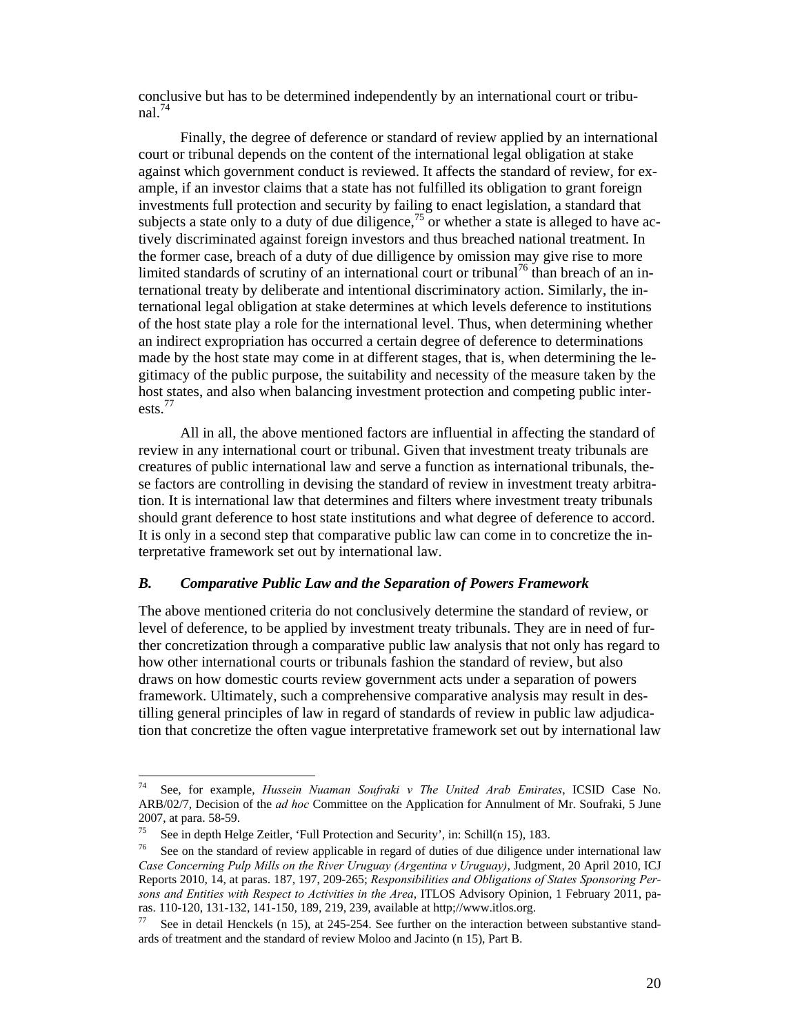conclusive but has to be determined independently by an international court or tribunal.[74]

Finally, the degree of deference or standard of review applied by an international court or tribunal depends on the content of the international legal obligation at stake against which government conduct is reviewed. It affects the standard of review, for example, if an investor claims that a state has not fulfilled its obligation to grant foreign investments full protection and security by failing to enact legislation, a standard that subjects a state only to a duty of due diligence,[75] or whether a state is alleged to have actively discriminated against foreign investors and thus breached national treatment. In the former case, breach of a duty of due dilligence by omission may give rise to more limited standards of scrutiny of an international court or tribunal[76] than breach of an international treaty by deliberate and intentional discriminatory action. Similarly, the international legal obligation at stake determines at which levels deference to institutions of the host state play a role for the international level. Thus, when determining whether an indirect expropriation has occurred a certain degree of deference to determinations made by the host state may come in at different stages, that is, when determining the legitimacy of the public purpose, the suitability and necessity of the measure taken by the host states, and also when balancing investment protection and competing public interests.[77]

All in all, the above mentioned factors are influential in affecting the standard of review in any international court or tribunal. Given that investment treaty tribunals are creatures of public international law and serve a function as international tribunals, these factors are controlling in devising the standard of review in investment treaty arbitration. It is international law that determines and filters where investment treaty tribunals should grant deference to host state institutions and what degree of deference to accord. It is only in a second step that comparative public law can come in to concretize the interpretative framework set out by international law.

### *B. Comparative Public Law and the Separation of Powers Framework*

The above mentioned criteria do not conclusively determine the standard of review, or level of deference, to be applied by investment treaty tribunals. They are in need of further concretization through a comparative public law analysis that not only has regard to how other international courts or tribunals fashion the standard of review, but also draws on how domestic courts review government acts under a separation of powers framework. Ultimately, such a comprehensive comparative analysis may result in destilling general principles of law in regard of standards of review in public law adjudication that concretize the often vague interpretative framework set out by international law

---

[74] See, for example, *Hussein Nuaman Soufraki v The United Arab Emirates*, ICSID Case No. ARB/02/7, Decision of the *ad hoc* Committee on the Application for Annulment of Mr. Soufraki, 5 June 2007, at para. 58-59.

[75] See in depth Helge Zeitler, 'Full Protection and Security', in: Schill(n 15), 183.

[76] See on the standard of review applicable in regard of duties of due diligence under international law *Case Concerning Pulp Mills on the River Uruguay (Argentina v Uruguay)*, Judgment, 20 April 2010, ICJ Reports 2010, 14, at paras. 187, 197, 209-265; *Responsibilities and Obligations of States Sponsoring Persons and Entities with Respect to Activities in the Area*, ITLOS Advisory Opinion, 1 February 2011, paras. 110-120, 131-132, 141-150, 189, 219, 239, available at http;//www.itlos.org.

[77] See in detail Henckels (n 15), at 245-254. See further on the interaction between substantive standards of treatment and the standard of review Moloo and Jacinto (n 15), Part B.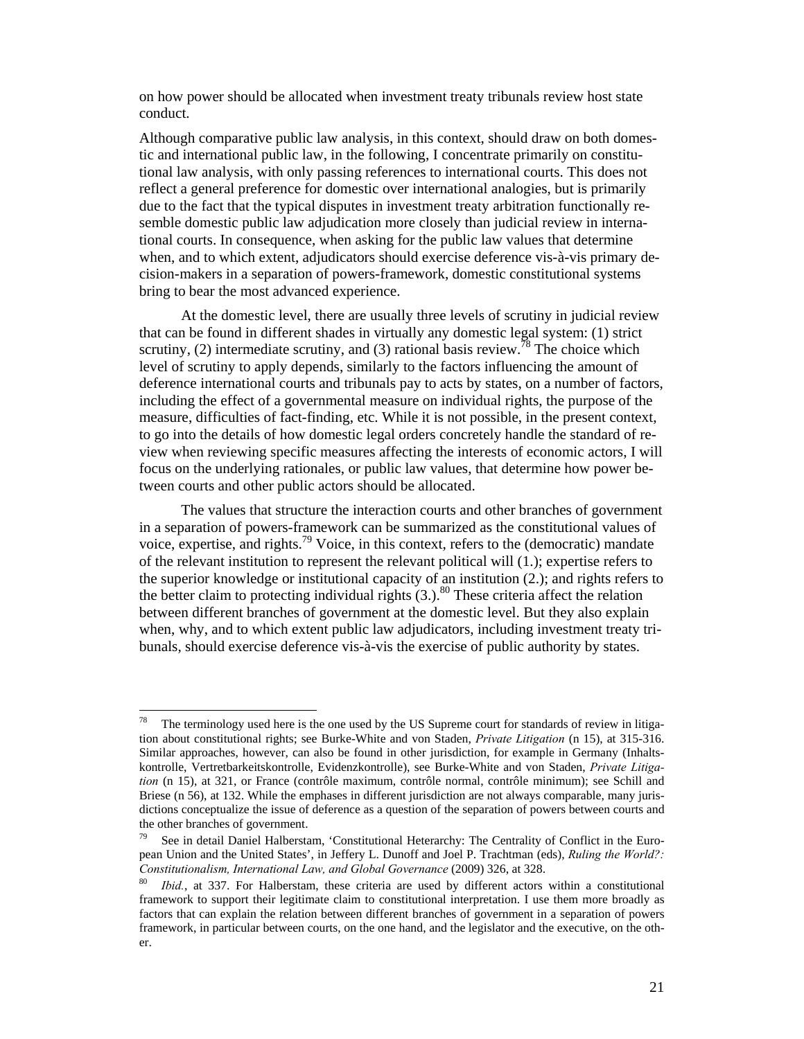on how power should be allocated when investment treaty tribunals review host state conduct.

Although comparative public law analysis, in this context, should draw on both domestic and international public law, in the following, I concentrate primarily on constitutional law analysis, with only passing references to international courts. This does not reflect a general preference for domestic over international analogies, but is primarily due to the fact that the typical disputes in investment treaty arbitration functionally resemble domestic public law adjudication more closely than judicial review in international courts. In consequence, when asking for the public law values that determine when, and to which extent, adjudicators should exercise deference vis-à-vis primary decision-makers in a separation of powers-framework, domestic constitutional systems bring to bear the most advanced experience.

At the domestic level, there are usually three levels of scrutiny in judicial review that can be found in different shades in virtually any domestic legal system: (1) strict scrutiny, (2) intermediate scrutiny, and (3) rational basis review.[78] The choice which level of scrutiny to apply depends, similarly to the factors influencing the amount of deference international courts and tribunals pay to acts by states, on a number of factors, including the effect of a governmental measure on individual rights, the purpose of the measure, difficulties of fact-finding, etc. While it is not possible, in the present context, to go into the details of how domestic legal orders concretely handle the standard of review when reviewing specific measures affecting the interests of economic actors, I will focus on the underlying rationales, or public law values, that determine how power between courts and other public actors should be allocated.

The values that structure the interaction courts and other branches of government in a separation of powers-framework can be summarized as the constitutional values of voice, expertise, and rights.[79] Voice, in this context, refers to the (democratic) mandate of the relevant institution to represent the relevant political will (1.); expertise refers to the superior knowledge or institutional capacity of an institution (2.); and rights refers to the better claim to protecting individual rights (3.).[80] These criteria affect the relation between different branches of government at the domestic level. But they also explain when, why, and to which extent public law adjudicators, including investment treaty tribunals, should exercise deference vis-à-vis the exercise of public authority by states.

---

[78] The terminology used here is the one used by the US Supreme court for standards of review in litigation about constitutional rights; see Burke-White and von Staden, *Private Litigation* (n 15), at 315-316. Similar approaches, however, can also be found in other jurisdiction, for example in Germany (Inhaltskontrolle, Vertretbarkeitskontrolle, Evidenzkontrolle), see Burke-White and von Staden, *Private Litigation* (n 15), at 321, or France (contrôle maximum, contrôle normal, contrôle minimum); see Schill and Briese (n 56), at 132. While the emphases in different jurisdiction are not always comparable, many jurisdictions conceptualize the issue of deference as a question of the separation of powers between courts and the other branches of government.

[79] See in detail Daniel Halberstam, 'Constitutional Heterarchy: The Centrality of Conflict in the European Union and the United States', in Jeffery L. Dunoff and Joel P. Trachtman (eds), *Ruling the World?: Constitutionalism, International Law, and Global Governance* (2009) 326, at 328.

[80] *Ibid.*, at 337. For Halberstam, these criteria are used by different actors within a constitutional framework to support their legitimate claim to constitutional interpretation. I use them more broadly as factors that can explain the relation between different branches of government in a separation of powers framework, in particular between courts, on the one hand, and the legislator and the executive, on the other.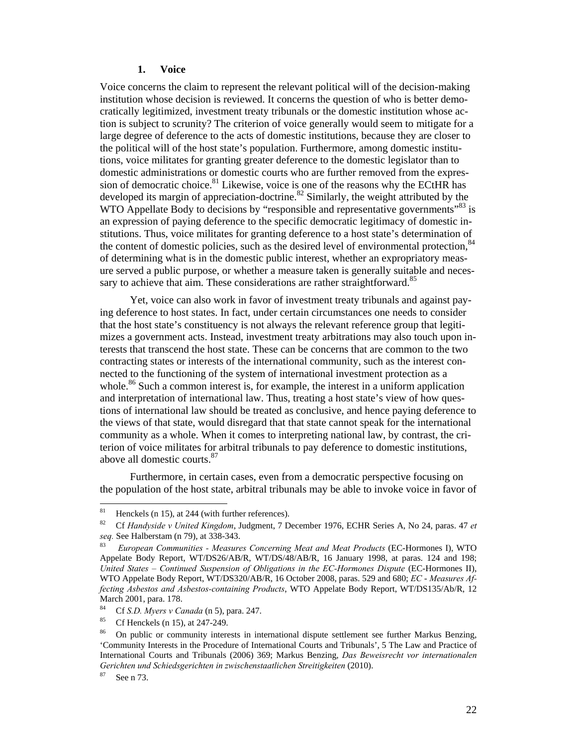### 1. Voice

Voice concerns the claim to represent the relevant political will of the decision-making institution whose decision is reviewed. It concerns the question of who is better democratically legitimized, investment treaty tribunals or the domestic institution whose action is subject to scrunity? The criterion of voice generally would seem to mitigate for a large degree of deference to the acts of domestic institutions, because they are closer to the political will of the host state's population. Furthermore, among domestic institutions, voice militates for granting greater deference to the domestic legislator than to domestic administrations or domestic courts who are further removed from the expression of democratic choice.[81] Likewise, voice is one of the reasons why the ECtHR has developed its margin of appreciation-doctrine.[82] Similarly, the weight attributed by the WTO Appellate Body to decisions by "responsible and representative governments"[83] is an expression of paying deference to the specific democratic legitimacy of domestic institutions. Thus, voice militates for granting deference to a host state's determination of the content of domestic policies, such as the desired level of environmental protection,[84] of determining what is in the domestic public interest, whether an expropriatory measure served a public purpose, or whether a measure taken is generally suitable and necessary to achieve that aim. These considerations are rather straightforward.[85]

Yet, voice can also work in favor of investment treaty tribunals and against paying deference to host states. In fact, under certain circumstances one needs to consider that the host state's constituency is not always the relevant reference group that legitimizes a government acts. Instead, investment treaty arbitrations may also touch upon interests that transcend the host state. These can be concerns that are common to the two contracting states or interests of the international community, such as the interest connected to the functioning of the system of international investment protection as a whole.[86] Such a common interest is, for example, the interest in a uniform application and interpretation of international law. Thus, treating a host state's view of how questions of international law should be treated as conclusive, and hence paying deference to the views of that state, would disregard that that state cannot speak for the international community as a whole. When it comes to interpreting national law, by contrast, the criterion of voice militates for arbitral tribunals to pay deference to domestic institutions, above all domestic courts.[87]

Furthermore, in certain cases, even from a democratic perspective focusing on the population of the host state, arbitral tribunals may be able to invoke voice in favor of

---

[81] Henckels (n 15), at 244 (with further references).

[82] Cf *Handyside v United Kingdom*, Judgment, 7 December 1976, ECHR Series A, No 24, paras. 47 *et seq.* See Halberstam (n 79), at 338-343.

[83] *European Communities - Measures Concerning Meat and Meat Products* (EC-Hormones I), WTO Appelate Body Report, WT/DS26/AB/R, WT/DS/48/AB/R, 16 January 1998, at paras. 124 and 198; *United States – Continued Suspension of Obligations in the EC-Hormones Dispute* (EC-Hormones II), WTO Appelate Body Report, WT/DS320/AB/R, 16 October 2008, paras. 529 and 680; *EC - Measures Affecting Asbestos and Asbestos-containing Products*, WTO Appelate Body Report, WT/DS135/Ab/R, 12 March 2001, para. 178.

[84] Cf *S.D. Myers v Canada* (n 5), para. 247.

[85] Cf Henckels (n 15), at 247-249.

[86] On public or community interests in international dispute settlement see further Markus Benzing, 'Community Interests in the Procedure of International Courts and Tribunals', 5 The Law and Practice of International Courts and Tribunals (2006) 369; Markus Benzing, *Das Beweisrecht vor internationalen Gerichten und Schiedsgerichten in zwischenstaatlichen Streitigkeiten* (2010).

[87] See n 73.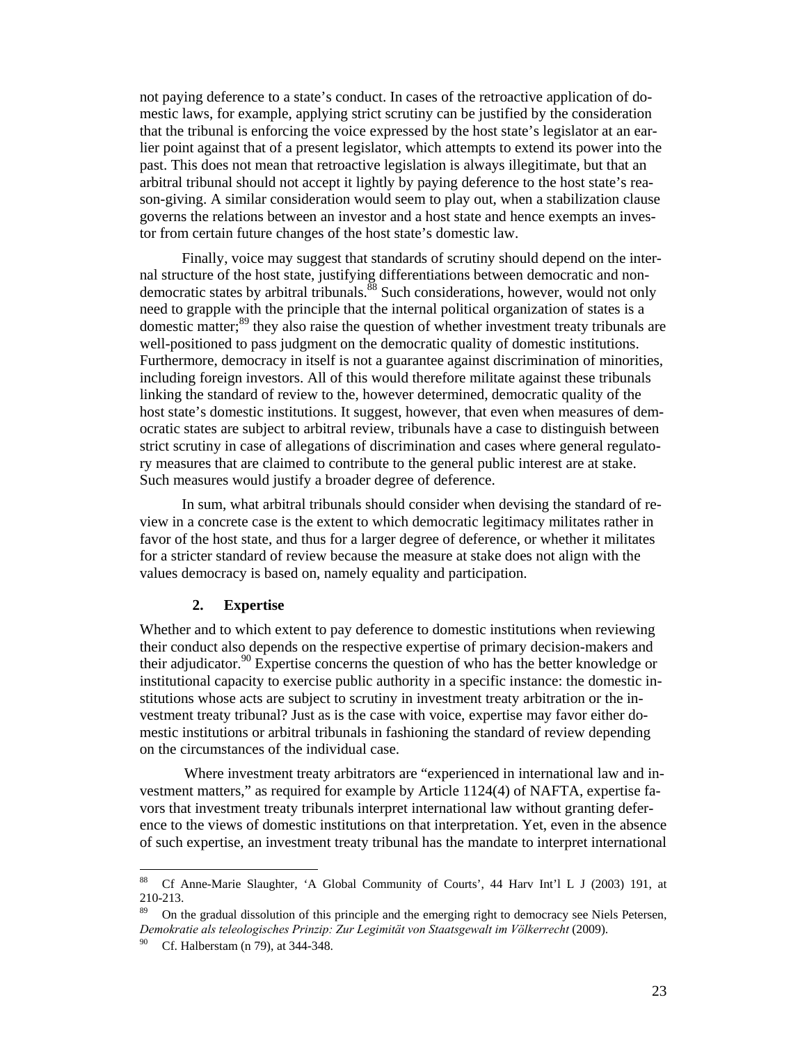not paying deference to a state's conduct. In cases of the retroactive application of domestic laws, for example, applying strict scrutiny can be justified by the consideration that the tribunal is enforcing the voice expressed by the host state's legislator at an earlier point against that of a present legislator, which attempts to extend its power into the past. This does not mean that retroactive legislation is always illegitimate, but that an arbitral tribunal should not accept it lightly by paying deference to the host state's reason-giving. A similar consideration would seem to play out, when a stabilization clause governs the relations between an investor and a host state and hence exempts an investor from certain future changes of the host state's domestic law.

Finally, voice may suggest that standards of scrutiny should depend on the internal structure of the host state, justifying differentiations between democratic and non-democratic states by arbitral tribunals.[88] Such considerations, however, would not only need to grapple with the principle that the internal political organization of states is a domestic matter;[89] they also raise the question of whether investment treaty tribunals are well-positioned to pass judgment on the democratic quality of domestic institutions. Furthermore, democracy in itself is not a guarantee against discrimination of minorities, including foreign investors. All of this would therefore militate against these tribunals linking the standard of review to the, however determined, democratic quality of the host state's domestic institutions. It suggest, however, that even when measures of democratic states are subject to arbitral review, tribunals have a case to distinguish between strict scrutiny in case of allegations of discrimination and cases where general regulatory measures that are claimed to contribute to the general public interest are at stake. Such measures would justify a broader degree of deference.

In sum, what arbitral tribunals should consider when devising the standard of review in a concrete case is the extent to which democratic legitimacy militates rather in favor of the host state, and thus for a larger degree of deference, or whether it militates for a stricter standard of review because the measure at stake does not align with the values democracy is based on, namely equality and participation.

#### 2. Expertise

Whether and to which extent to pay deference to domestic institutions when reviewing their conduct also depends on the respective expertise of primary decision-makers and their adjudicator.[90] Expertise concerns the question of who has the better knowledge or institutional capacity to exercise public authority in a specific instance: the domestic institutions whose acts are subject to scrutiny in investment treaty arbitration or the investment treaty tribunal? Just as is the case with voice, expertise may favor either domestic institutions or arbitral tribunals in fashioning the standard of review depending on the circumstances of the individual case.

Where investment treaty arbitrators are "experienced in international law and investment matters," as required for example by Article 1124(4) of NAFTA, expertise favors that investment treaty tribunals interpret international law without granting deference to the views of domestic institutions on that interpretation. Yet, even in the absence of such expertise, an investment treaty tribunal has the mandate to interpret international

---

[88] Cf Anne-Marie Slaughter, 'A Global Community of Courts', 44 Harv Int'l L J (2003) 191, at 210-213.

[89] On the gradual dissolution of this principle and the emerging right to democracy see Niels Petersen, *Demokratie als teleologisches Prinzip: Zur Legitimität von Staatsgewalt im Völkerrecht* (2009).

[90] Cf. Halberstam (n 79), at 344-348.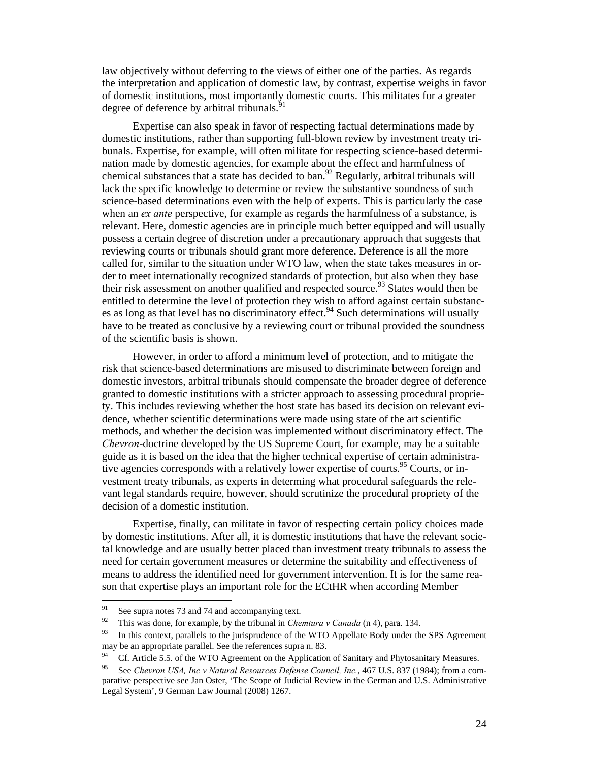law objectively without deferring to the views of either one of the parties. As regards the interpretation and application of domestic law, by contrast, expertise weighs in favor of domestic institutions, most importantly domestic courts. This militates for a greater degree of deference by arbitral tribunals.[91]

Expertise can also speak in favor of respecting factual determinations made by domestic institutions, rather than supporting full-blown review by investment treaty tribunals. Expertise, for example, will often militate for respecting science-based determination made by domestic agencies, for example about the effect and harmfulness of chemical substances that a state has decided to ban.[92] Regularly, arbitral tribunals will lack the specific knowledge to determine or review the substantive soundness of such science-based determinations even with the help of experts. This is particularly the case when an *ex ante* perspective, for example as regards the harmfulness of a substance, is relevant. Here, domestic agencies are in principle much better equipped and will usually possess a certain degree of discretion under a precautionary approach that suggests that reviewing courts or tribunals should grant more deference. Deference is all the more called for, similar to the situation under WTO law, when the state takes measures in order to meet internationally recognized standards of protection, but also when they base their risk assessment on another qualified and respected source.[93] States would then be entitled to determine the level of protection they wish to afford against certain substances as long as that level has no discriminatory effect.[94] Such determinations will usually have to be treated as conclusive by a reviewing court or tribunal provided the soundness of the scientific basis is shown.

However, in order to afford a minimum level of protection, and to mitigate the risk that science-based determinations are misused to discriminate between foreign and domestic investors, arbitral tribunals should compensate the broader degree of deference granted to domestic institutions with a stricter approach to assessing procedural propriety. This includes reviewing whether the host state has based its decision on relevant evidence, whether scientific determinations were made using state of the art scientific methods, and whether the decision was implemented without discriminatory effect. The *Chevron*-doctrine developed by the US Supreme Court, for example, may be a suitable guide as it is based on the idea that the higher technical expertise of certain administrative agencies corresponds with a relatively lower expertise of courts.[95] Courts, or investment treaty tribunals, as experts in determing what procedural safeguards the relevant legal standards require, however, should scrutinize the procedural propriety of the decision of a domestic institution.

Expertise, finally, can militate in favor of respecting certain policy choices made by domestic institutions. After all, it is domestic institutions that have the relevant societal knowledge and are usually better placed than investment treaty tribunals to assess the need for certain government measures or determine the suitability and effectiveness of means to address the identified need for government intervention. It is for the same reason that expertise plays an important role for the ECtHR when according Member

---

[91] See supra notes 73 and 74 and accompanying text.

[92] This was done, for example, by the tribunal in *Chemtura v Canada* (n 4), para. 134.

[93] In this context, parallels to the jurisprudence of the WTO Appellate Body under the SPS Agreement may be an appropriate parallel. See the references supra n. 83.

[94] Cf. Article 5.5. of the WTO Agreement on the Application of Sanitary and Phytosanitary Measures.

[95] See *Chevron USA, Inc v Natural Resources Defense Council, Inc.*, 467 U.S. 837 (1984); from a comparative perspective see Jan Oster, 'The Scope of Judicial Review in the German and U.S. Administrative Legal System', 9 German Law Journal (2008) 1267.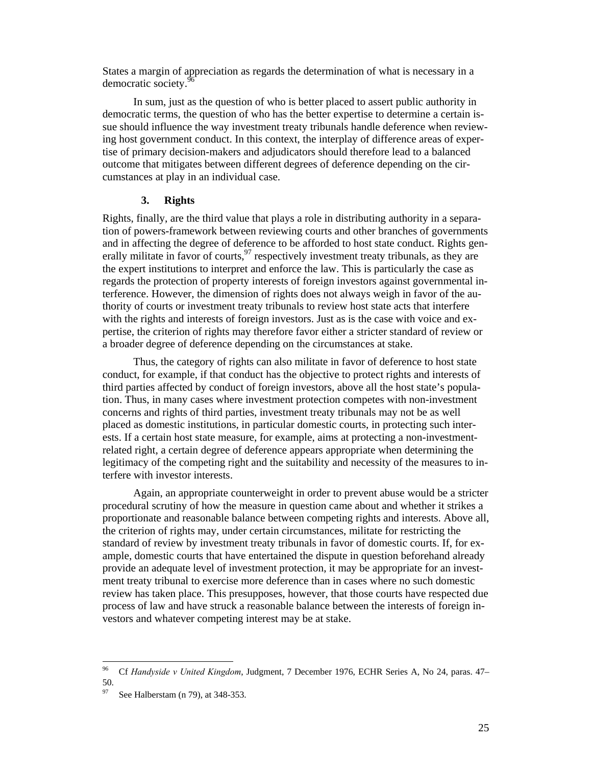States a margin of appreciation as regards the determination of what is necessary in a democratic society.[96]

In sum, just as the question of who is better placed to assert public authority in democratic terms, the question of who has the better expertise to determine a certain issue should influence the way investment treaty tribunals handle deference when reviewing host government conduct. In this context, the interplay of difference areas of expertise of primary decision-makers and adjudicators should therefore lead to a balanced outcome that mitigates between different degrees of deference depending on the circumstances at play in an individual case.

### 3. Rights

Rights, finally, are the third value that plays a role in distributing authority in a separation of powers-framework between reviewing courts and other branches of governments and in affecting the degree of deference to be afforded to host state conduct. Rights generally militate in favor of courts,[97] respectively investment treaty tribunals, as they are the expert institutions to interpret and enforce the law. This is particularly the case as regards the protection of property interests of foreign investors against governmental interference. However, the dimension of rights does not always weigh in favor of the authority of courts or investment treaty tribunals to review host state acts that interfere with the rights and interests of foreign investors. Just as is the case with voice and expertise, the criterion of rights may therefore favor either a stricter standard of review or a broader degree of deference depending on the circumstances at stake.

Thus, the category of rights can also militate in favor of deference to host state conduct, for example, if that conduct has the objective to protect rights and interests of third parties affected by conduct of foreign investors, above all the host state's population. Thus, in many cases where investment protection competes with non-investment concerns and rights of third parties, investment treaty tribunals may not be as well placed as domestic institutions, in particular domestic courts, in protecting such interests. If a certain host state measure, for example, aims at protecting a non-investment-related right, a certain degree of deference appears appropriate when determining the legitimacy of the competing right and the suitability and necessity of the measures to interfere with investor interests.

Again, an appropriate counterweight in order to prevent abuse would be a stricter procedural scrutiny of how the measure in question came about and whether it strikes a proportionate and reasonable balance between competing rights and interests. Above all, the criterion of rights may, under certain circumstances, militate for restricting the standard of review by investment treaty tribunals in favor of domestic courts. If, for example, domestic courts that have entertained the dispute in question beforehand already provide an adequate level of investment protection, it may be appropriate for an investment treaty tribunal to exercise more deference than in cases where no such domestic review has taken place. This presupposes, however, that those courts have respected due process of law and have struck a reasonable balance between the interests of foreign investors and whatever competing interest may be at stake.

---

[96] Cf *Handyside v United Kingdom*, Judgment, 7 December 1976, ECHR Series A, No 24, paras. 47–50.

[97] See Halberstam (n 79), at 348-353.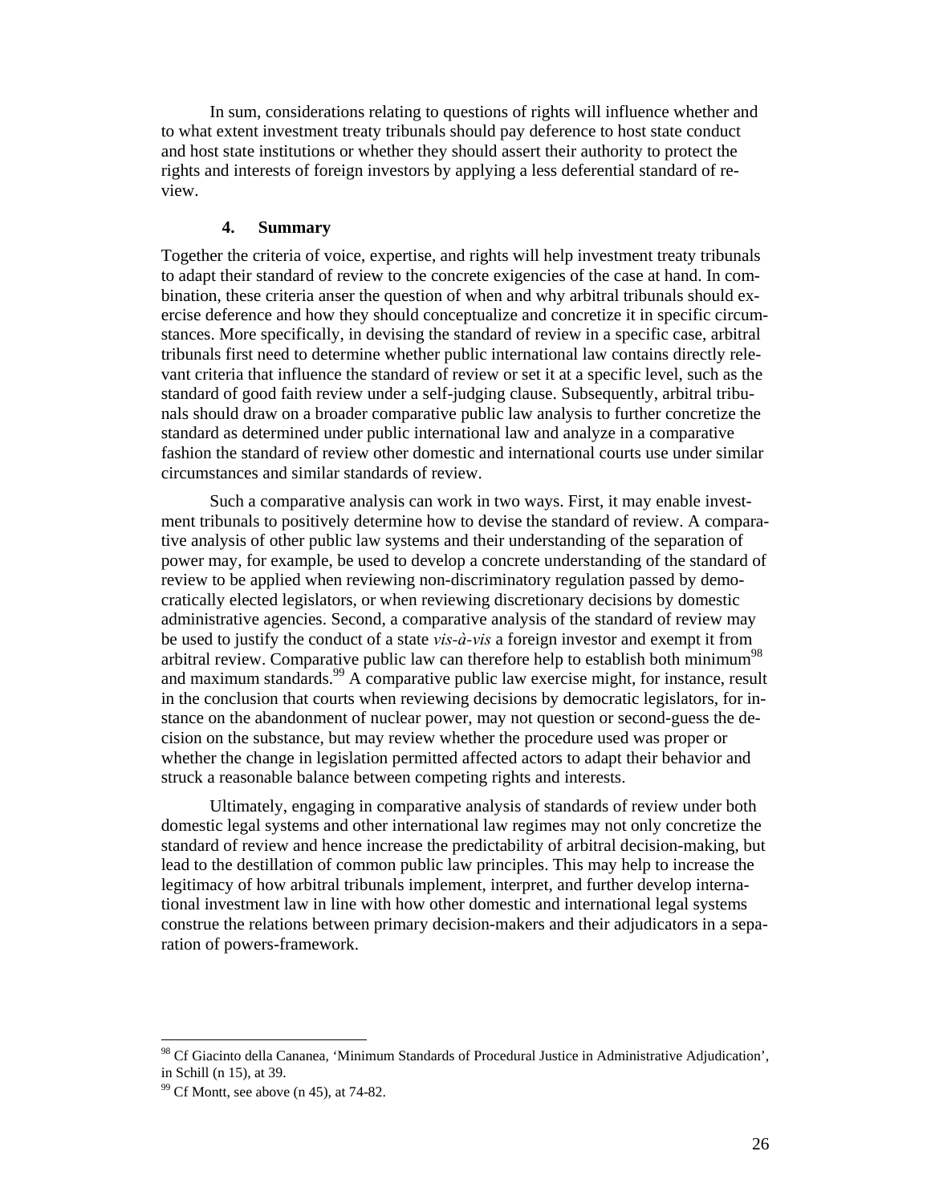In sum, considerations relating to questions of rights will influence whether and to what extent investment treaty tribunals should pay deference to host state conduct and host state institutions or whether they should assert their authority to protect the rights and interests of foreign investors by applying a less deferential standard of review.

### 4. Summary

Together the criteria of voice, expertise, and rights will help investment treaty tribunals to adapt their standard of review to the concrete exigencies of the case at hand. In combination, these criteria anser the question of when and why arbitral tribunals should exercise deference and how they should conceptualize and concretize it in specific circumstances. More specifically, in devising the standard of review in a specific case, arbitral tribunals first need to determine whether public international law contains directly relevant criteria that influence the standard of review or set it at a specific level, such as the standard of good faith review under a self-judging clause. Subsequently, arbitral tribunals should draw on a broader comparative public law analysis to further concretize the standard as determined under public international law and analyze in a comparative fashion the standard of review other domestic and international courts use under similar circumstances and similar standards of review.

Such a comparative analysis can work in two ways. First, it may enable investment tribunals to positively determine how to devise the standard of review. A comparative analysis of other public law systems and their understanding of the separation of power may, for example, be used to develop a concrete understanding of the standard of review to be applied when reviewing non-discriminatory regulation passed by democratically elected legislators, or when reviewing discretionary decisions by domestic administrative agencies. Second, a comparative analysis of the standard of review may be used to justify the conduct of a state *vis-à-vis* a foreign investor and exempt it from arbitral review. Comparative public law can therefore help to establish both minimum[98] and maximum standards.[99] A comparative public law exercise might, for instance, result in the conclusion that courts when reviewing decisions by democratic legislators, for instance on the abandonment of nuclear power, may not question or second-guess the decision on the substance, but may review whether the procedure used was proper or whether the change in legislation permitted affected actors to adapt their behavior and struck a reasonable balance between competing rights and interests.

Ultimately, engaging in comparative analysis of standards of review under both domestic legal systems and other international law regimes may not only concretize the standard of review and hence increase the predictability of arbitral decision-making, but lead to the destillation of common public law principles. This may help to increase the legitimacy of how arbitral tribunals implement, interpret, and further develop international investment law in line with how other domestic and international legal systems construe the relations between primary decision-makers and their adjudicators in a separation of powers-framework.

---

[98] Cf Giacinto della Cananea, 'Minimum Standards of Procedural Justice in Administrative Adjudication', in Schill (n 15), at 39.

[99] Cf Montt, see above (n 45), at 74-82.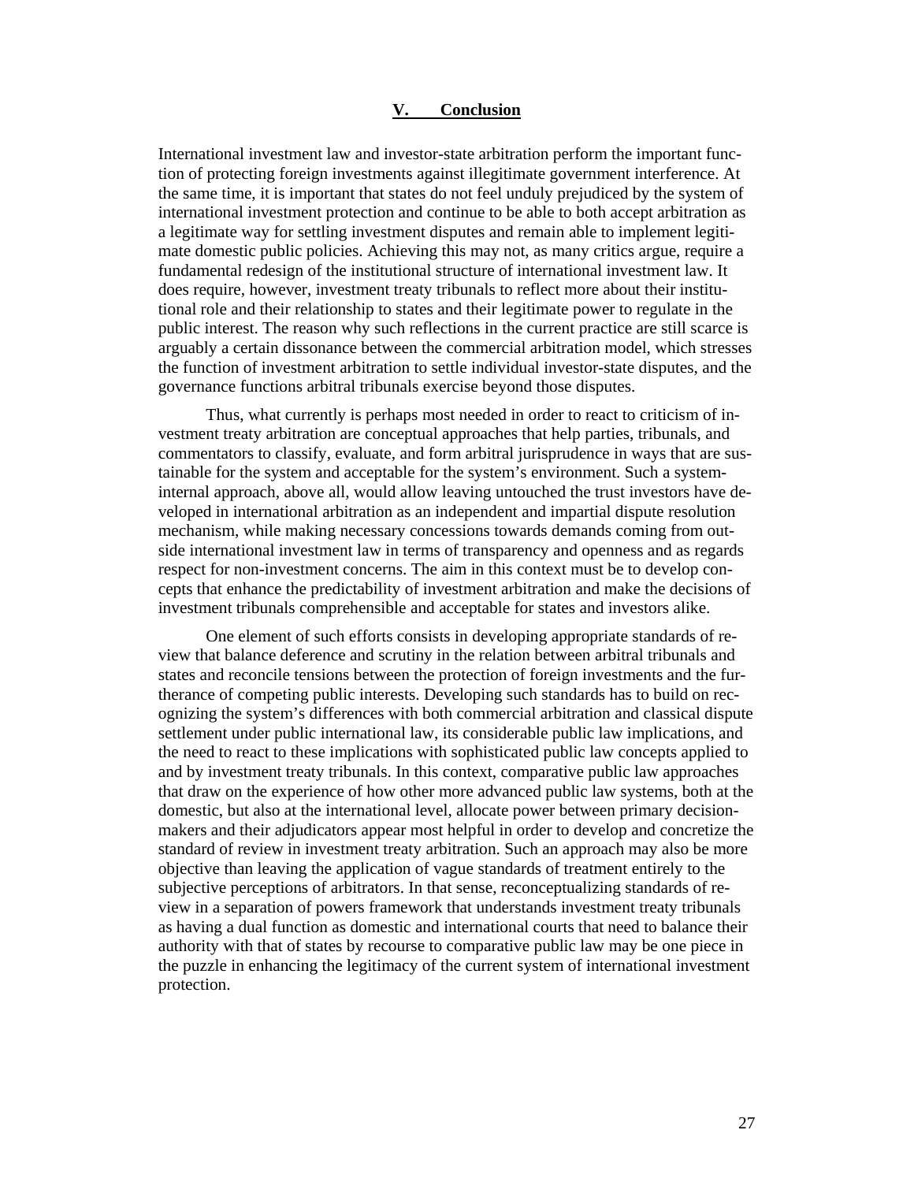## V. Conclusion

International investment law and investor-state arbitration perform the important function of protecting foreign investments against illegitimate government interference. At the same time, it is important that states do not feel unduly prejudiced by the system of international investment protection and continue to be able to both accept arbitration as a legitimate way for settling investment disputes and remain able to implement legitimate domestic public policies. Achieving this may not, as many critics argue, require a fundamental redesign of the institutional structure of international investment law. It does require, however, investment treaty tribunals to reflect more about their institutional role and their relationship to states and their legitimate power to regulate in the public interest. The reason why such reflections in the current practice are still scarce is arguably a certain dissonance between the commercial arbitration model, which stresses the function of investment arbitration to settle individual investor-state disputes, and the governance functions arbitral tribunals exercise beyond those disputes.

Thus, what currently is perhaps most needed in order to react to criticism of investment treaty arbitration are conceptual approaches that help parties, tribunals, and commentators to classify, evaluate, and form arbitral jurisprudence in ways that are sustainable for the system and acceptable for the system's environment. Such a system-internal approach, above all, would allow leaving untouched the trust investors have developed in international arbitration as an independent and impartial dispute resolution mechanism, while making necessary concessions towards demands coming from outside international investment law in terms of transparency and openness and as regards respect for non-investment concerns. The aim in this context must be to develop concepts that enhance the predictability of investment arbitration and make the decisions of investment tribunals comprehensible and acceptable for states and investors alike.

One element of such efforts consists in developing appropriate standards of review that balance deference and scrutiny in the relation between arbitral tribunals and states and reconcile tensions between the protection of foreign investments and the furtherance of competing public interests. Developing such standards has to build on recognizing the system's differences with both commercial arbitration and classical dispute settlement under public international law, its considerable public law implications, and the need to react to these implications with sophisticated public law concepts applied to and by investment treaty tribunals. In this context, comparative public law approaches that draw on the experience of how other more advanced public law systems, both at the domestic, but also at the international level, allocate power between primary decision-makers and their adjudicators appear most helpful in order to develop and concretize the standard of review in investment treaty arbitration. Such an approach may also be more objective than leaving the application of vague standards of treatment entirely to the subjective perceptions of arbitrators. In that sense, reconceptualizing standards of review in a separation of powers framework that understands investment treaty tribunals as having a dual function as domestic and international courts that need to balance their authority with that of states by recourse to comparative public law may be one piece in the puzzle in enhancing the legitimacy of the current system of international investment protection.